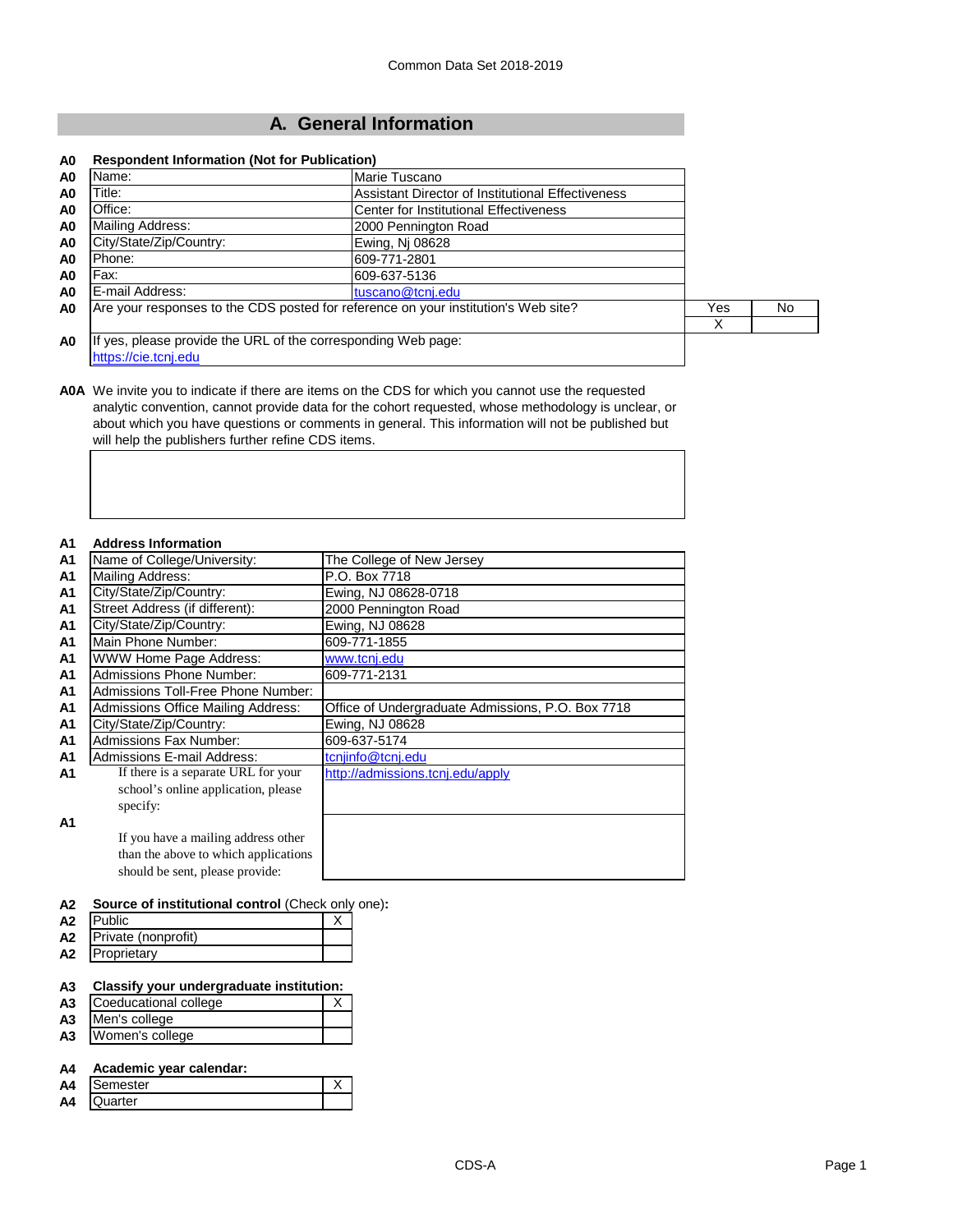Common Data Set 2018-2019

# A. General Information

**A0 Respondent Information (Not for Publication)**

| | | |
|---|---|---|
| A0 | Name: | Marie Tuscano |
| A0 | Title: | Assistant Director of Institutional Effectiveness |
| A0 | Office: | Center for Institutional Effectiveness |
| A0 | Mailing Address: | 2000 Pennington Road |
| A0 | City/State/Zip/Country: | Ewing, Nj 08628 |
| A0 | Phone: | 609-771-2801 |
| A0 | Fax: | 609-637-5136 |
| A0 | E-mail Address: | tuscano@tcnj.edu |

| | | Yes | No |
|---|---|---|---|
| A0 | Are your responses to the CDS posted for reference on your institution's Web site? | X | |

**A0** If yes, please provide the URL of the corresponding Web page:
https://cie.tcnj.edu

**A0A** We invite you to indicate if there are items on the CDS for which you cannot use the requested analytic convention, cannot provide data for the cohort requested, whose methodology is unclear, or about which you have questions or comments in general. This information will not be published but will help the publishers further refine CDS items.

**A1 Address Information**

| | | |
|---|---|---|
| A1 | Name of College/University: | The College of New Jersey |
| A1 | Mailing Address: | P.O. Box 7718 |
| A1 | City/State/Zip/Country: | Ewing, NJ 08628-0718 |
| A1 | Street Address (if different): | 2000 Pennington Road |
| A1 | City/State/Zip/Country: | Ewing, NJ 08628 |
| A1 | Main Phone Number: | 609-771-1855 |
| A1 | WWW Home Page Address: | www.tcnj.edu |
| A1 | Admissions Phone Number: | 609-771-2131 |
| A1 | Admissions Toll-Free Phone Number: | |
| A1 | Admissions Office Mailing Address: | Office of Undergraduate Admissions, P.O. Box 7718 |
| A1 | City/State/Zip/Country: | Ewing, NJ 08628 |
| A1 | Admissions Fax Number: | 609-637-5174 |
| A1 | Admissions E-mail Address: | tcnjinfo@tcnj.edu |
| A1 | If there is a separate URL for your school's online application, please specify: | http://admissions.tcnj.edu/apply |
| A1 | If you have a mailing address other than the above to which applications should be sent, please provide: | |

**A2 Source of institutional control** (Check only one)**:**

| | | |
|---|---|---|
| A2 | Public | X |
| A2 | Private (nonprofit) | |
| A2 | Proprietary | |

**A3 Classify your undergraduate institution:**

| | | |
|---|---|---|
| A3 | Coeducational college | X |
| A3 | Men's college | |
| A3 | Women's college | |

**A4 Academic year calendar:**

| | | |
|---|---|---|
| A4 | Semester | X |
| A4 | Quarter | |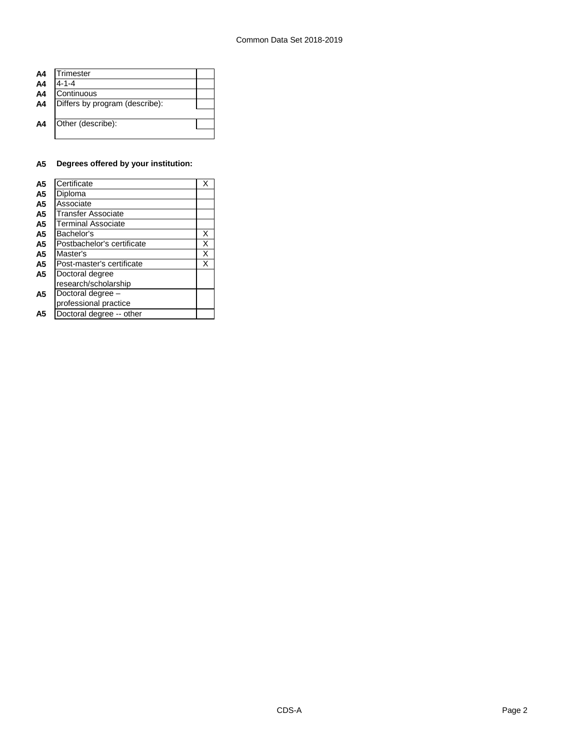| | | |
|---|---|---|
| A4 | Trimester | |
| A4 | 4-1-4 | |
| A4 | Continuous | |
| A4 | Differs by program (describe): | |
| | | |
| A4 | Other (describe): | |
| | | |

**A5 Degrees offered by your institution:**

| | | |
|---|---|---|
| A5 | Certificate | X |
| A5 | Diploma | |
| A5 | Associate | |
| A5 | Transfer Associate | |
| A5 | Terminal Associate | |
| A5 | Bachelor's | X |
| A5 | Postbachelor's certificate | X |
| A5 | Master's | X |
| A5 | Post-master's certificate | X |
| A5 | Doctoral degree research/scholarship | |
| A5 | Doctoral degree – professional practice | |
| A5 | Doctoral degree -- other | |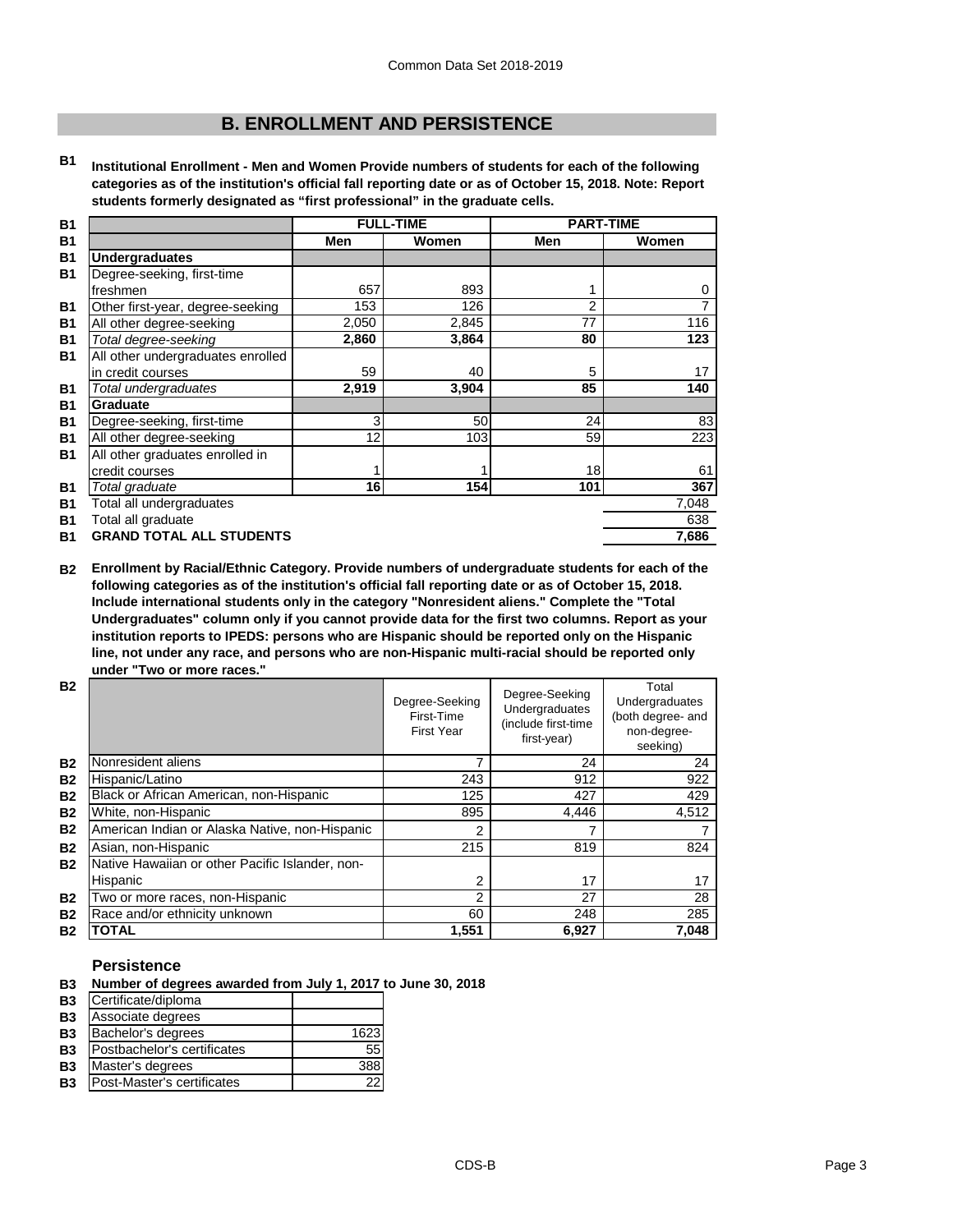## B. ENROLLMENT AND PERSISTENCE

**B1 Institutional Enrollment - Men and Women Provide numbers of students for each of the following categories as of the institution's official fall reporting date or as of October 15, 2018. Note: Report students formerly designated as "first professional" in the graduate cells.**

| | FULL-TIME | | PART-TIME | |
|---|---|---|---|---|
| | **Men** | **Women** | **Men** | **Women** |
| **Undergraduates** | | | | |
| Degree-seeking, first-time freshmen | 657 | 893 | 1 | 0 |
| Other first-year, degree-seeking | 153 | 126 | 2 | 7 |
| All other degree-seeking | 2,050 | 2,845 | 77 | 116 |
| *Total degree-seeking* | **2,860** | **3,864** | **80** | **123** |
| All other undergraduates enrolled in credit courses | 59 | 40 | 5 | 17 |
| *Total undergraduates* | **2,919** | **3,904** | **85** | **140** |
| **Graduate** | | | | |
| Degree-seeking, first-time | 3 | 50 | 24 | 83 |
| All other degree-seeking | 12 | 103 | 59 | 223 |
| All other graduates enrolled in credit courses | 1 | 1 | 18 | 61 |
| *Total graduate* | **16** | **154** | **101** | **367** |
| Total all undergraduates | | | | 7,048 |
| Total all graduate | | | | 638 |
| **GRAND TOTAL ALL STUDENTS** | | | | **7,686** |

**B2 Enrollment by Racial/Ethnic Category. Provide numbers of undergraduate students for each of the following categories as of the institution's official fall reporting date or as of October 15, 2018. Include international students only in the category "Nonresident aliens." Complete the "Total Undergraduates" column only if you cannot provide data for the first two columns. Report as your institution reports to IPEDS: persons who are Hispanic should be reported only on the Hispanic line, not under any race, and persons who are non-Hispanic multi-racial should be reported only under "Two or more races."**

| | Degree-Seeking First-Time First Year | Degree-Seeking Undergraduates (include first-time first-year) | Total Undergraduates (both degree- and non-degree-seeking) |
|---|---|---|---|
| Nonresident aliens | 7 | 24 | 24 |
| Hispanic/Latino | 243 | 912 | 922 |
| Black or African American, non-Hispanic | 125 | 427 | 429 |
| White, non-Hispanic | 895 | 4,446 | 4,512 |
| American Indian or Alaska Native, non-Hispanic | 2 | 7 | 7 |
| Asian, non-Hispanic | 215 | 819 | 824 |
| Native Hawaiian or other Pacific Islander, non-Hispanic | 2 | 17 | 17 |
| Two or more races, non-Hispanic | 2 | 27 | 28 |
| Race and/or ethnicity unknown | 60 | 248 | 285 |
| **TOTAL** | **1,551** | **6,927** | **7,048** |

### Persistence

**B3 Number of degrees awarded from July 1, 2017 to June 30, 2018**

| | |
|---|---|
| Certificate/diploma | |
| Associate degrees | |
| Bachelor's degrees | 1623 |
| Postbachelor's certificates | 55 |
| Master's degrees | 388 |
| Post-Master's certificates | 22 |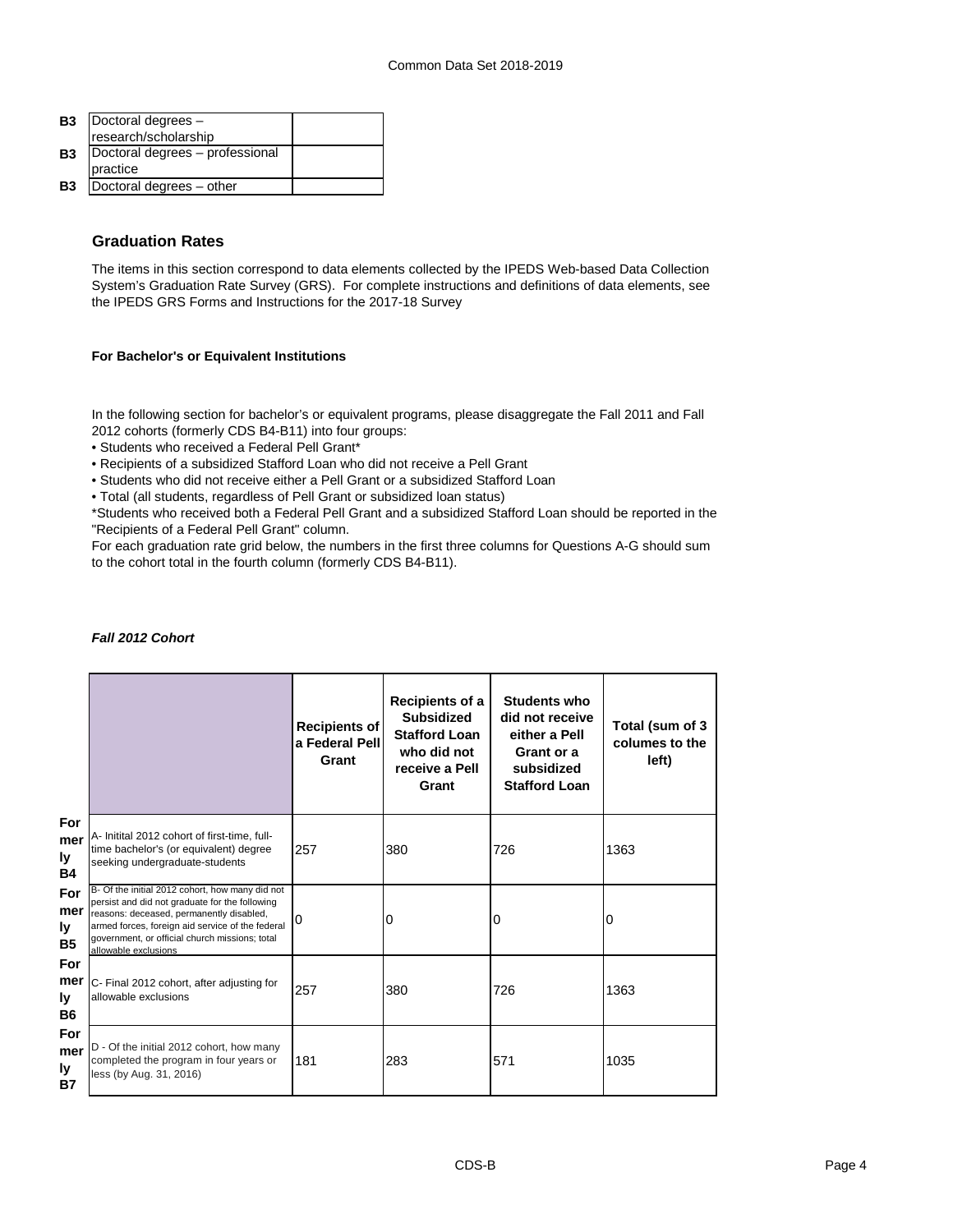| | | |
|---|---|---|
| B3 | Doctoral degrees – research/scholarship | |
| B3 | Doctoral degrees – professional practice | |
| B3 | Doctoral degrees – other | |

## Graduation Rates

The items in this section correspond to data elements collected by the IPEDS Web-based Data Collection System's Graduation Rate Survey (GRS). For complete instructions and definitions of data elements, see the IPEDS GRS Forms and Instructions for the 2017-18 Survey

**For Bachelor's or Equivalent Institutions**

In the following section for bachelor's or equivalent programs, please disaggregate the Fall 2011 and Fall 2012 cohorts (formerly CDS B4-B11) into four groups:

- Students who received a Federal Pell Grant*
- Recipients of a subsidized Stafford Loan who did not receive a Pell Grant
- Students who did not receive either a Pell Grant or a subsidized Stafford Loan
- Total (all students, regardless of Pell Grant or subsidized loan status)

*Students who received both a Federal Pell Grant and a subsidized Stafford Loan should be reported in the "Recipients of a Federal Pell Grant" column.

For each graduation rate grid below, the numbers in the first three columns for Questions A-G should sum to the cohort total in the fourth column (formerly CDS B4-B11).

***Fall 2012 Cohort***

| | | Recipients of a Federal Pell Grant | Recipients of a Subsidized Stafford Loan who did not receive a Pell Grant | Students who did not receive either a Pell Grant or a subsidized Stafford Loan | Total (sum of 3 columes to the left) |
|---|---|---|---|---|---|
| Formerly B4 | A- Initital 2012 cohort of first-time, full-time bachelor's (or equivalent) degree seeking undergraduate-students | 257 | 380 | 726 | 1363 |
| Formerly B5 | B- Of the initial 2012 cohort, how many did not persist and did not graduate for the following reasons: deceased, permanently disabled, armed forces, foreign aid service of the federal government, or official church missions; total allowable exclusions | 0 | 0 | 0 | 0 |
| Formerly B6 | C- Final 2012 cohort, after adjusting for allowable exclusions | 257 | 380 | 726 | 1363 |
| Formerly B7 | D - Of the initial 2012 cohort, how many completed the program in four years or less (by Aug. 31, 2016) | 181 | 283 | 571 | 1035 |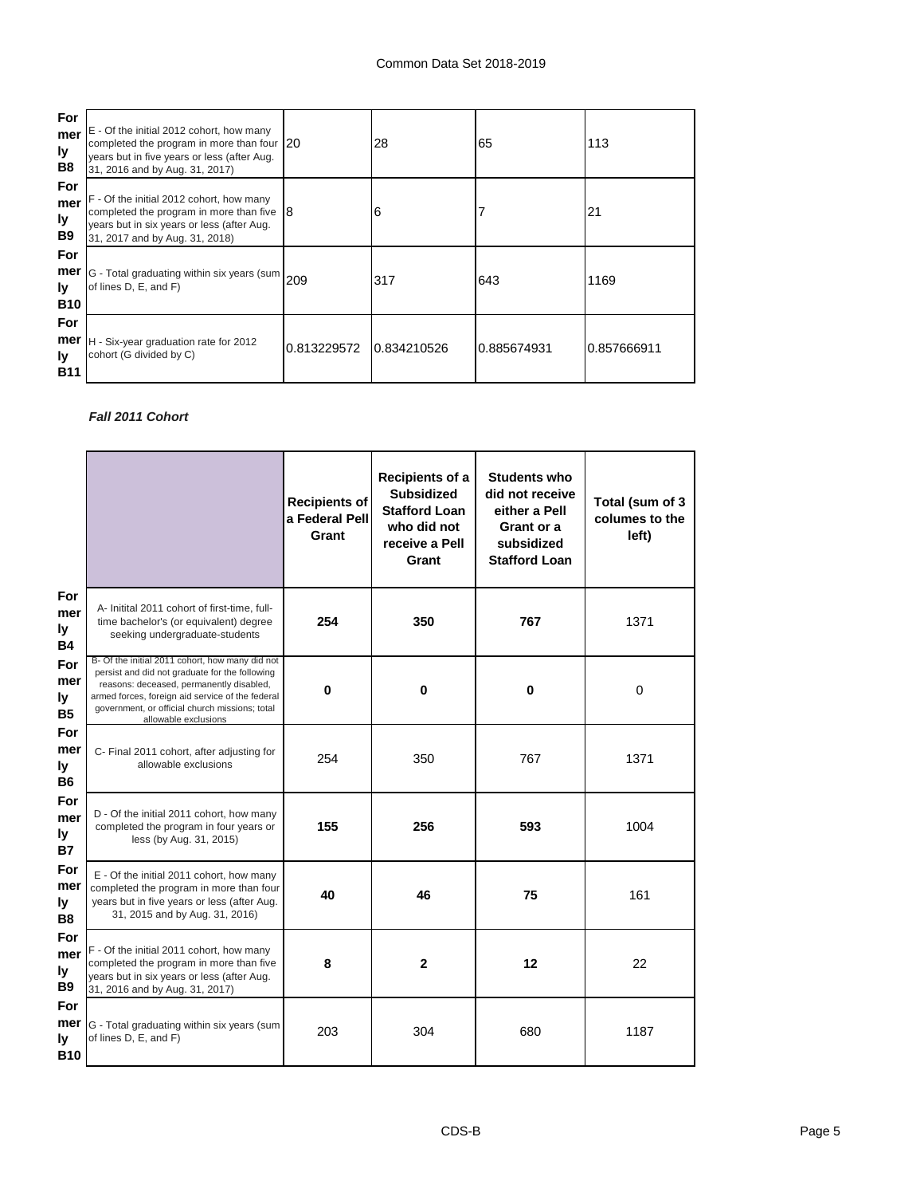| | | | | | |
|---|---|---|---|---|---|
| Formerly B8 | E - Of the initial 2012 cohort, how many completed the program in more than four years but in five years or less (after Aug. 31, 2016 and by Aug. 31, 2017) | 20 | 28 | 65 | 113 |
| Formerly B9 | F - Of the initial 2012 cohort, how many completed the program in more than five years but in six years or less (after Aug. 31, 2017 and by Aug. 31, 2018) | 8 | 6 | 7 | 21 |
| Formerly B10 | G - Total graduating within six years (sum of lines D, E, and F) | 209 | 317 | 643 | 1169 |
| Formerly B11 | H - Six-year graduation rate for 2012 cohort (G divided by C) | 0.813229572 | 0.834210526 | 0.885674931 | 0.857666911 |

***Fall 2011 Cohort***

| | | Recipients of a Federal Pell Grant | Recipients of a Subsidized Stafford Loan who did not receive a Pell Grant | Students who did not receive either a Pell Grant or a subsidized Stafford Loan | Total (sum of 3 columes to the left) |
|---|---|---|---|---|---|
| Formerly B4 | A- Initital 2011 cohort of first-time, full-time bachelor's (or equivalent) degree seeking undergraduate-students | **254** | **350** | **767** | 1371 |
| Formerly B5 | B- Of the initial 2011 cohort, how many did not persist and did not graduate for the following reasons: deceased, permanently disabled, armed forces, foreign aid service of the federal government, or official church missions; total allowable exclusions | **0** | **0** | **0** | 0 |
| Formerly B6 | C- Final 2011 cohort, after adjusting for allowable exclusions | 254 | 350 | 767 | 1371 |
| Formerly B7 | D - Of the initial 2011 cohort, how many completed the program in four years or less (by Aug. 31, 2015) | **155** | **256** | **593** | 1004 |
| Formerly B8 | E - Of the initial 2011 cohort, how many completed the program in more than four years but in five years or less (after Aug. 31, 2015 and by Aug. 31, 2016) | **40** | **46** | **75** | 161 |
| Formerly B9 | F - Of the initial 2011 cohort, how many completed the program in more than five years but in six years or less (after Aug. 31, 2016 and by Aug. 31, 2017) | **8** | **2** | **12** | 22 |
| Formerly B10 | G - Total graduating within six years (sum of lines D, E, and F) | 203 | 304 | 680 | 1187 |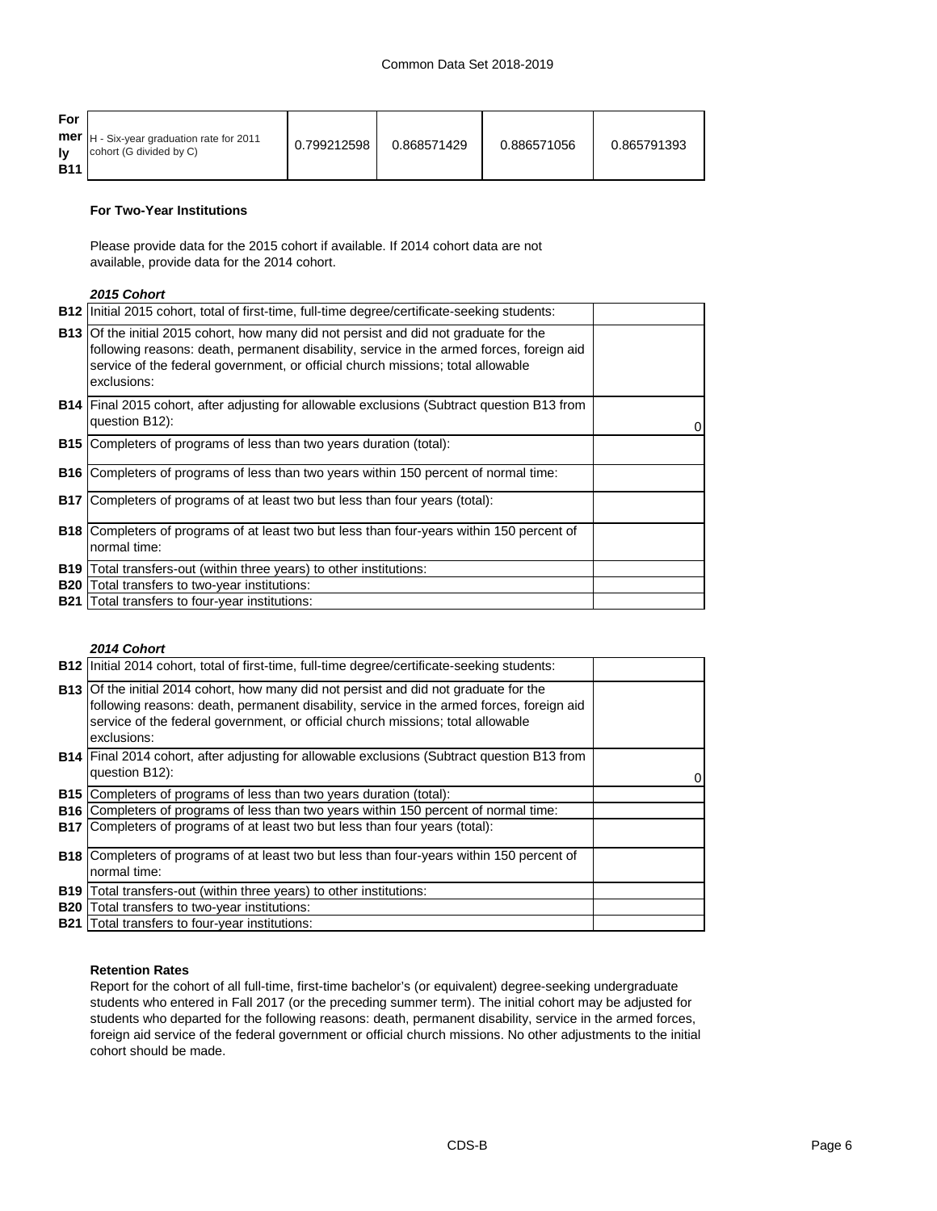| Formerly B11 | H - Six-year graduation rate for 2011 cohort (G divided by C) | 0.799212598 | 0.868571429 | 0.886571056 | 0.865791393 |
|---|---|---|---|---|---|

**For Two-Year Institutions**

Please provide data for the 2015 cohort if available. If 2014 cohort data are not available, provide data for the 2014 cohort.

***2015 Cohort***

| | | |
|---|---|---|
| B12 | Initial 2015 cohort, total of first-time, full-time degree/certificate-seeking students: | |
| B13 | Of the initial 2015 cohort, how many did not persist and did not graduate for the following reasons: death, permanent disability, service in the armed forces, foreign aid service of the federal government, or official church missions; total allowable exclusions: | |
| B14 | Final 2015 cohort, after adjusting for allowable exclusions (Subtract question B13 from question B12): | 0 |
| B15 | Completers of programs of less than two years duration (total): | |
| B16 | Completers of programs of less than two years within 150 percent of normal time: | |
| B17 | Completers of programs of at least two but less than four years (total): | |
| B18 | Completers of programs of at least two but less than four-years within 150 percent of normal time: | |
| B19 | Total transfers-out (within three years) to other institutions: | |
| B20 | Total transfers to two-year institutions: | |
| B21 | Total transfers to four-year institutions: | |

***2014 Cohort***

| | | |
|---|---|---|
| B12 | Initial 2014 cohort, total of first-time, full-time degree/certificate-seeking students: | |
| B13 | Of the initial 2014 cohort, how many did not persist and did not graduate for the following reasons: death, permanent disability, service in the armed forces, foreign aid service of the federal government, or official church missions; total allowable exclusions: | |
| B14 | Final 2014 cohort, after adjusting for allowable exclusions (Subtract question B13 from question B12): | 0 |
| B15 | Completers of programs of less than two years duration (total): | |
| B16 | Completers of programs of less than two years within 150 percent of normal time: | |
| B17 | Completers of programs of at least two but less than four years (total): | |
| B18 | Completers of programs of at least two but less than four-years within 150 percent of normal time: | |
| B19 | Total transfers-out (within three years) to other institutions: | |
| B20 | Total transfers to two-year institutions: | |
| B21 | Total transfers to four-year institutions: | |

**Retention Rates**

Report for the cohort of all full-time, first-time bachelor's (or equivalent) degree-seeking undergraduate students who entered in Fall 2017 (or the preceding summer term). The initial cohort may be adjusted for students who departed for the following reasons: death, permanent disability, service in the armed forces, foreign aid service of the federal government or official church missions. No other adjustments to the initial cohort should be made.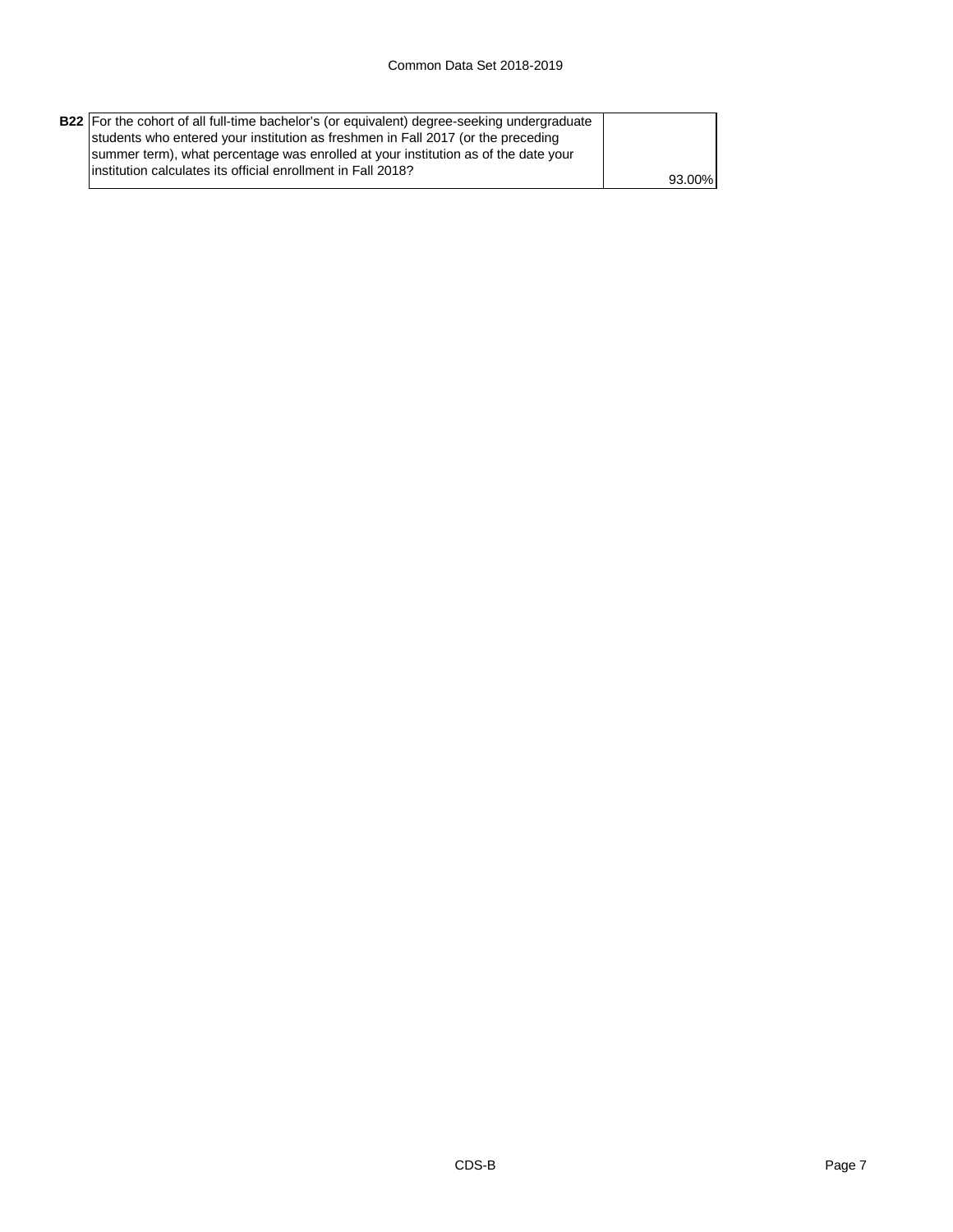| | | |
|---|---|---|
| **B22** | For the cohort of all full-time bachelor's (or equivalent) degree-seeking undergraduate students who entered your institution as freshmen in Fall 2017 (or the preceding summer term), what percentage was enrolled at your institution as of the date your institution calculates its official enrollment in Fall 2018? | 93.00% |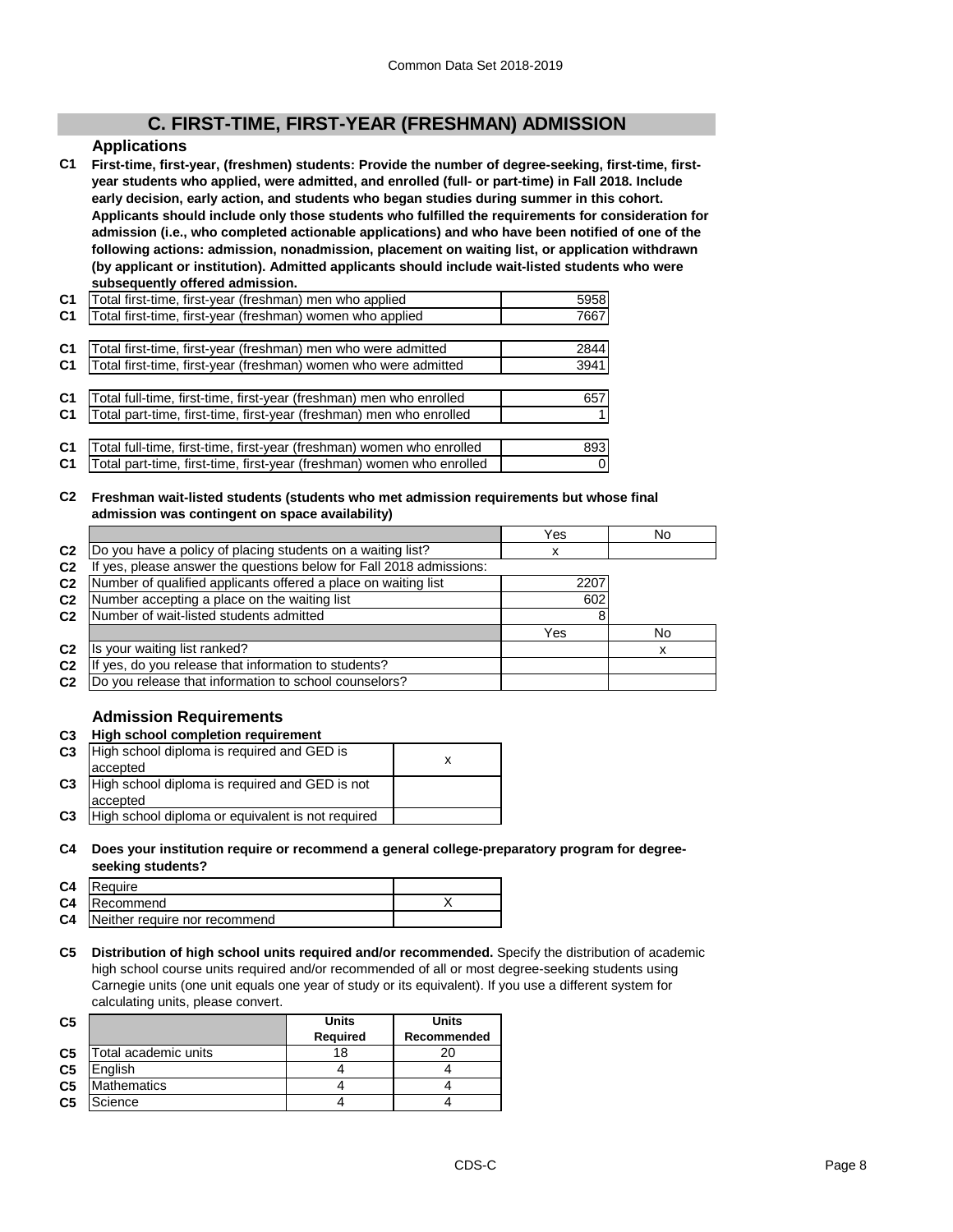## C. FIRST-TIME, FIRST-YEAR (FRESHMAN) ADMISSION

### Applications

**C1 First-time, first-year, (freshmen) students: Provide the number of degree-seeking, first-time, first-year students who applied, were admitted, and enrolled (full- or part-time) in Fall 2018. Include early decision, early action, and students who began studies during summer in this cohort. Applicants should include only those students who fulfilled the requirements for consideration for admission (i.e., who completed actionable applications) and who have been notified of one of the following actions: admission, nonadmission, placement on waiting list, or application withdrawn (by applicant or institution). Admitted applicants should include wait-listed students who were subsequently offered admission.**

| | | |
|---|---|---|
| C1 | Total first-time, first-year (freshman) men who applied | 5958 |
| C1 | Total first-time, first-year (freshman) women who applied | 7667 |
| C1 | Total first-time, first-year (freshman) men who were admitted | 2844 |
| C1 | Total first-time, first-year (freshman) women who were admitted | 3941 |
| C1 | Total full-time, first-time, first-year (freshman) men who enrolled | 657 |
| C1 | Total part-time, first-time, first-year (freshman) men who enrolled | 1 |
| C1 | Total full-time, first-time, first-year (freshman) women who enrolled | 893 |
| C1 | Total part-time, first-time, first-year (freshman) women who enrolled | 0 |

**C2 Freshman wait-listed students (students who met admission requirements but whose final admission was contingent on space availability)**

| | | Yes | No |
|---|---|---|---|
| C2 | Do you have a policy of placing students on a waiting list? | x | |
| C2 | If yes, please answer the questions below for Fall 2018 admissions: | | |
| C2 | Number of qualified applicants offered a place on waiting list | 2207 | |
| C2 | Number accepting a place on the waiting list | 602 | |
| C2 | Number of wait-listed students admitted | 8 | |
| | | Yes | No |
| C2 | Is your waiting list ranked? | | x |
| C2 | If yes, do you release that information to students? | | |
| C2 | Do you release that information to school counselors? | | |

### Admission Requirements

**C3 High school completion requirement**

| | | |
|---|---|---|
| C3 | High school diploma is required and GED is accepted | x |
| C3 | High school diploma is required and GED is not accepted | |
| C3 | High school diploma or equivalent is not required | |

**C4 Does your institution require or recommend a general college-preparatory program for degree-seeking students?**

| | | |
|---|---|---|
| C4 | Require | |
| C4 | Recommend | X |
| C4 | Neither require nor recommend | |

**C5 Distribution of high school units required and/or recommended.** Specify the distribution of academic high school course units required and/or recommended of all or most degree-seeking students using Carnegie units (one unit equals one year of study or its equivalent). If you use a different system for calculating units, please convert.

| C5 | | Units Required | Units Recommended |
|---|---|---|---|
| C5 | Total academic units | 18 | 20 |
| C5 | English | 4 | 4 |
| C5 | Mathematics | 4 | 4 |
| C5 | Science | 4 | 4 |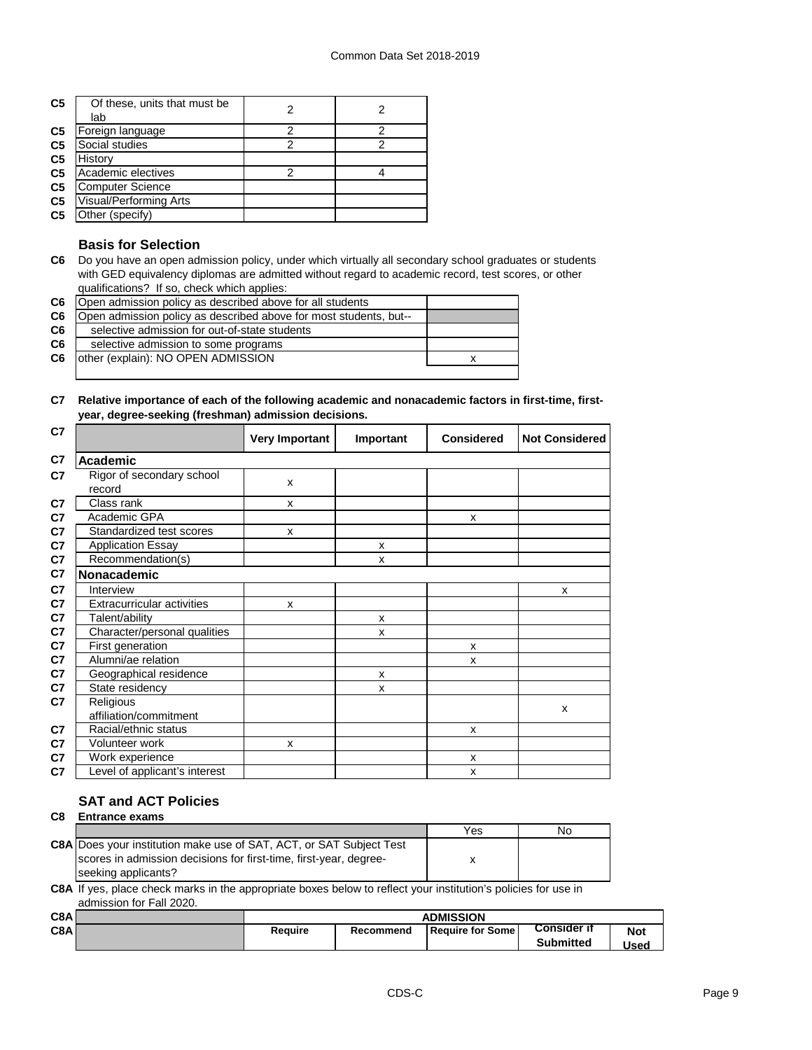| | | | |
|---|---|---|---|
| C5 | Of these, units that must be lab | 2 | 2 |
| C5 | Foreign language | 2 | 2 |
| C5 | Social studies | 2 | 2 |
| C5 | History | | |
| C5 | Academic electives | 2 | 4 |
| C5 | Computer Science | | |
| C5 | Visual/Performing Arts | | |
| C5 | Other (specify) | | |

### Basis for Selection

**C6** Do you have an open admission policy, under which virtually all secondary school graduates or students with GED equivalency diplomas are admitted without regard to academic record, test scores, or other qualifications? If so, check which applies:

| | | |
|---|---|---|
| C6 | Open admission policy as described above for all students | |
| C6 | Open admission policy as described above for most students, but-- | |
| C6 | selective admission for out-of-state students | |
| C6 | selective admission to some programs | |
| C6 | other (explain): NO OPEN ADMISSION | x |

**C7 Relative importance of each of the following academic and nonacademic factors in first-time, first-year, degree-seeking (freshman) admission decisions.**

| C7 | | Very Important | Important | Considered | Not Considered |
|---|---|---|---|---|---|
| C7 | **Academic** | | | | |
| C7 | Rigor of secondary school record | x | | | |
| C7 | Class rank | x | | | |
| C7 | Academic GPA | | | x | |
| C7 | Standardized test scores | x | | | |
| C7 | Application Essay | | x | | |
| C7 | Recommendation(s) | | x | | |
| C7 | **Nonacademic** | | | | |
| C7 | Interview | | | | x |
| C7 | Extracurricular activities | x | | | |
| C7 | Talent/ability | | x | | |
| C7 | Character/personal qualities | | x | | |
| C7 | First generation | | | x | |
| C7 | Alumni/ae relation | | | x | |
| C7 | Geographical residence | | x | | |
| C7 | State residency | | x | | |
| C7 | Religious affiliation/commitment | | | | x |
| C7 | Racial/ethnic status | | | x | |
| C7 | Volunteer work | x | | | |
| C7 | Work experience | | | x | |
| C7 | Level of applicant's interest | | | x | |

### SAT and ACT Policies

**C8 Entrance exams**

| | | Yes | No |
|---|---|---|---|
| C8A | Does your institution make use of SAT, ACT, or SAT Subject Test scores in admission decisions for first-time, first-year, degree-seeking applicants? | x | |

**C8A** If yes, place check marks in the appropriate boxes below to reflect your institution's policies for use in admission for Fall 2020.

| C8A | | ADMISSION | | | | |
|---|---|---|---|---|---|---|
| C8A | | Require | Recommend | Require for Some | Consider if Submitted | Not Used |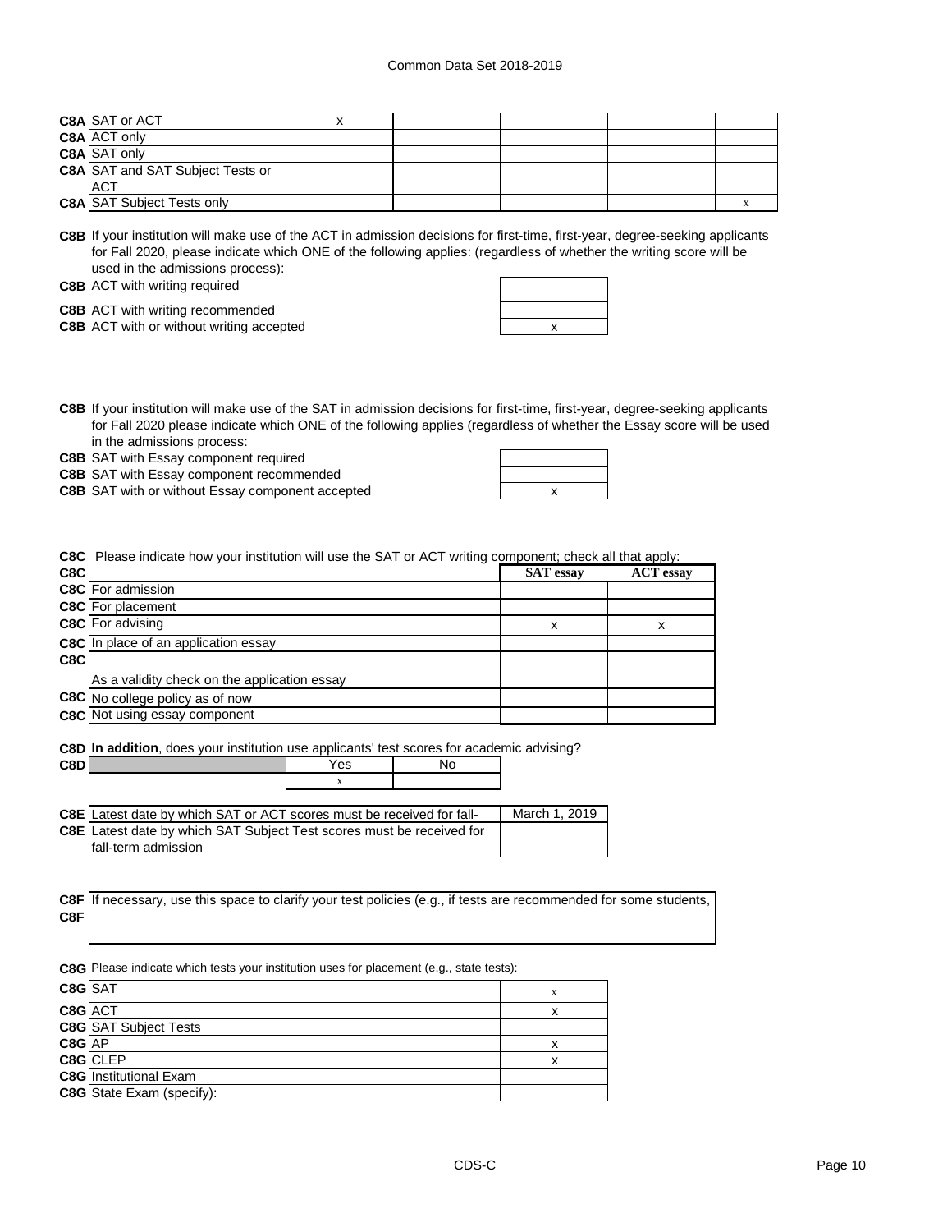| | | | | | | |
|---|---|---|---|---|---|---|
| C8A | SAT or ACT | x | | | | |
| C8A | ACT only | | | | | |
| C8A | SAT only | | | | | |
| C8A | SAT and SAT Subject Tests or ACT | | | | | |
| C8A | SAT Subject Tests only | | | | | x |

**C8B** If your institution will make use of the ACT in admission decisions for first-time, first-year, degree-seeking applicants for Fall 2020, please indicate which ONE of the following applies: (regardless of whether the writing score will be used in the admissions process):

| | | |
|---|---|---|
| C8B | ACT with writing required | |
| C8B | ACT with writing recommended | |
| C8B | ACT with or without writing accepted | x |

**C8B** If your institution will make use of the SAT in admission decisions for first-time, first-year, degree-seeking applicants for Fall 2020 please indicate which ONE of the following applies (regardless of whether the Essay score will be used in the admissions process:

| | | |
|---|---|---|
| C8B | SAT with Essay component required | |
| C8B | SAT with Essay component recommended | |
| C8B | SAT with or without Essay component accepted | x |

**C8C** Please indicate how your institution will use the SAT or ACT writing component; check all that apply:

| C8C | | SAT essay | ACT essay |
|---|---|---|---|
| C8C | For admission | | |
| C8C | For placement | | |
| C8C | For advising | x | x |
| C8C | In place of an application essay | | |
| C8C | As a validity check on the application essay | | |
| C8C | No college policy as of now | | |
| C8C | Not using essay component | | |

**C8D** **In addition**, does your institution use applicants' test scores for academic advising?

| C8D | | Yes | No |
|---|---|---|---|
| | | x | |

| | | |
|---|---|---|
| C8E | Latest date by which SAT or ACT scores must be received for fall- | March 1, 2019 |
| C8E | Latest date by which SAT Subject Test scores must be received for fall-term admission | |

**C8F** If necessary, use this space to clarify your test policies (e.g., if tests are recommended for some students,

**C8G** Please indicate which tests your institution uses for placement (e.g., state tests):

| | | |
|---|---|---|
| C8G | SAT | x |
| C8G | ACT | x |
| C8G | SAT Subject Tests | |
| C8G | AP | x |
| C8G | CLEP | x |
| C8G | Institutional Exam | |
| C8G | State Exam (specify): | |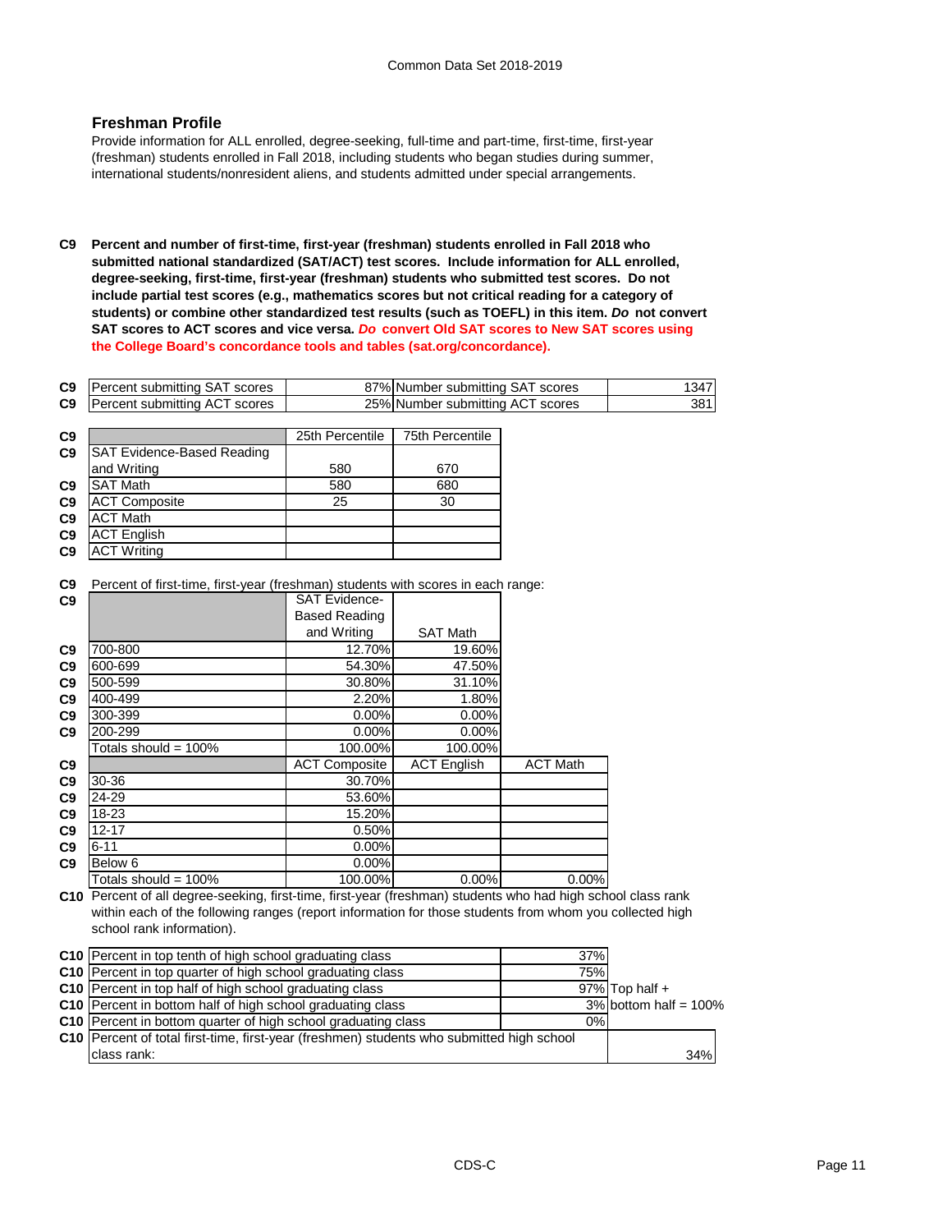## Freshman Profile

Provide information for ALL enrolled, degree-seeking, full-time and part-time, first-time, first-year (freshman) students enrolled in Fall 2018, including students who began studies during summer, international students/nonresident aliens, and students admitted under special arrangements.

**C9 Percent and number of first-time, first-year (freshman) students enrolled in Fall 2018 who submitted national standardized (SAT/ACT) test scores. Include information for ALL enrolled, degree-seeking, first-time, first-year (freshman) students who submitted test scores. Do not include partial test scores (e.g., mathematics scores but not critical reading for a category of students) or combine other standardized test results (such as TOEFL) in this item. *Do* not convert SAT scores to ACT scores and vice versa. *Do* convert Old SAT scores to New SAT scores using the College Board's concordance tools and tables (sat.org/concordance).**

| | | | | |
|---|---|---|---|---|
| C9 | Percent submitting SAT scores | 87% | Number submitting SAT scores | 1347 |
| C9 | Percent submitting ACT scores | 25% | Number submitting ACT scores | 381 |

| | | 25th Percentile | 75th Percentile |
|---|---|---|---|
| C9 | SAT Evidence-Based Reading and Writing | 580 | 670 |
| C9 | SAT Math | 580 | 680 |
| C9 | ACT Composite | 25 | 30 |
| C9 | ACT Math | | |
| C9 | ACT English | | |
| C9 | ACT Writing | | |

C9 Percent of first-time, first-year (freshman) students with scores in each range:

| | | SAT Evidence-Based Reading and Writing | SAT Math |
|---|---|---|---|
| C9 | 700-800 | 12.70% | 19.60% |
| C9 | 600-699 | 54.30% | 47.50% |
| C9 | 500-599 | 30.80% | 31.10% |
| C9 | 400-499 | 2.20% | 1.80% |
| C9 | 300-399 | 0.00% | 0.00% |
| C9 | 200-299 | 0.00% | 0.00% |
| | Totals should = 100% | 100.00% | 100.00% |

| | | ACT Composite | ACT English | ACT Math |
|---|---|---|---|---|
| C9 | 30-36 | 30.70% | | |
| C9 | 24-29 | 53.60% | | |
| C9 | 18-23 | 15.20% | | |
| C9 | 12-17 | 0.50% | | |
| C9 | 6-11 | 0.00% | | |
| C9 | Below 6 | 0.00% | | |
| | Totals should = 100% | 100.00% | 0.00% | 0.00% |

C10 Percent of all degree-seeking, first-time, first-year (freshman) students who had high school class rank within each of the following ranges (report information for those students from whom you collected high school rank information).

| | | | |
|---|---|---|---|
| C10 | Percent in top tenth of high school graduating class | 37% | |
| C10 | Percent in top quarter of high school graduating class | 75% | |
| C10 | Percent in top half of high school graduating class | 97% | Top half + |
| C10 | Percent in bottom half of high school graduating class | 3% | bottom half = 100% |
| C10 | Percent in bottom quarter of high school graduating class | 0% | |
| C10 | Percent of total first-time, first-year (freshmen) students who submitted high school class rank: | 34% | |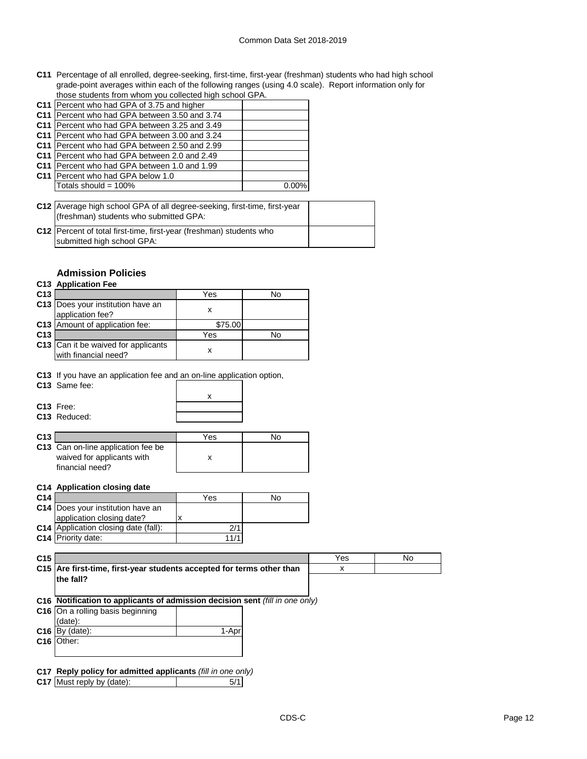**C11** Percentage of all enrolled, degree-seeking, first-time, first-year (freshman) students who had high school grade-point averages within each of the following ranges (using 4.0 scale). Report information only for those students from whom you collected high school GPA.

| | | |
|---|---|---|
| C11 | Percent who had GPA of 3.75 and higher | |
| C11 | Percent who had GPA between 3.50 and 3.74 | |
| C11 | Percent who had GPA between 3.25 and 3.49 | |
| C11 | Percent who had GPA between 3.00 and 3.24 | |
| C11 | Percent who had GPA between 2.50 and 2.99 | |
| C11 | Percent who had GPA between 2.0 and 2.49 | |
| C11 | Percent who had GPA between 1.0 and 1.99 | |
| C11 | Percent who had GPA below 1.0 | |
| | Totals should = 100% | 0.00% |

| | | |
|---|---|---|
| C12 | Average high school GPA of all degree-seeking, first-time, first-year (freshman) students who submitted GPA: | |
| C12 | Percent of total first-time, first-year (freshman) students who submitted high school GPA: | |

## Admission Policies

**C13 Application Fee**

| | | Yes | No |
|---|---|---|---|
| C13 | Does your institution have an application fee? | x | |
| C13 | Amount of application fee: | $75.00 | |
| C13 | | Yes | No |
| C13 | Can it be waived for applicants with financial need? | x | |

**C13** If you have an application fee and an on-line application option,

| | | |
|---|---|---|
| C13 | Same fee: | x |
| C13 | Free: | |
| C13 | Reduced: | |

| | | Yes | No |
|---|---|---|---|
| C13 | Can on-line application fee be waived for applicants with financial need? | x | |

**C14 Application closing date**

| | | Yes | No |
|---|---|---|---|
| C14 | Does your institution have an application closing date? | x | |
| C14 | Application closing date (fall): | 2/1 | |
| C14 | Priority date: | 11/1 | |

| | | Yes | No |
|---|---|---|---|
| C15 | **Are first-time, first-year students accepted for terms other than the fall?** | x | |

**C16 Notification to applicants of admission decision sent** *(fill in one only)*

| | | |
|---|---|---|
| C16 | On a rolling basis beginning (date): | |
| C16 | By (date): | 1-Apr |
| C16 | Other: | |

**C17 Reply policy for admitted applicants** *(fill in one only)*

| | | |
|---|---|---|
| C17 | Must reply by (date): | 5/1 |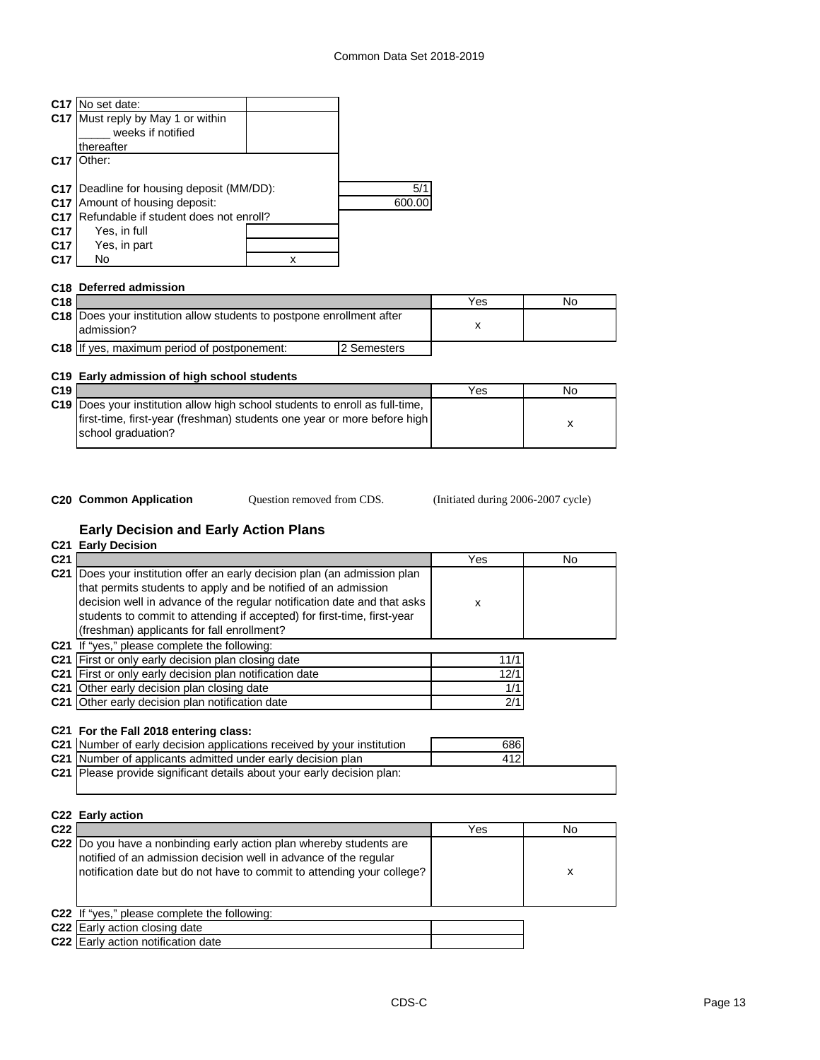| | | | |
|---|---|---|---|
| C17 | No set date: | | |
| C17 | Must reply by May 1 or within _____ weeks if notified thereafter | | |
| C17 | Other: | | |
| C17 | Deadline for housing deposit (MM/DD): | | 5/1 |
| C17 | Amount of housing deposit: | | 600.00 |
| C17 | Refundable if student does not enroll? | | |
| C17 | Yes, in full | | |
| C17 | Yes, in part | | |
| C17 | No | x | |

**C18 Deferred admission**

| | | Yes | No |
|---|---|---|---|
| C18 | Does your institution allow students to postpone enrollment after admission? | x | |
| C18 | If yes, maximum period of postponement: 2 Semesters | | |

**C19 Early admission of high school students**

| | | Yes | No |
|---|---|---|---|
| C19 | Does your institution allow high school students to enroll as full-time, first-time, first-year (freshman) students one year or more before high school graduation? | | x |

**C20 Common Application** Question removed from CDS. (Initiated during 2006-2007 cycle)

## Early Decision and Early Action Plans

**C21 Early Decision**

| | | Yes | No |
|---|---|---|---|
| C21 | Does your institution offer an early decision plan (an admission plan that permits students to apply and be notified of an admission decision well in advance of the regular notification date and that asks students to commit to attending if accepted) for first-time, first-year (freshman) applicants for fall enrollment? | x | |

| | | |
|---|---|---|
| C21 | If "yes," please complete the following: | |
| C21 | First or only early decision plan closing date | 11/1 |
| C21 | First or only early decision plan notification date | 12/1 |
| C21 | Other early decision plan closing date | 1/1 |
| C21 | Other early decision plan notification date | 2/1 |

**C21 For the Fall 2018 entering class:**

| | | |
|---|---|---|
| C21 | Number of early decision applications received by your institution | 686 |
| C21 | Number of applicants admitted under early decision plan | 412 |
| C21 | Please provide significant details about your early decision plan: | |

**C22 Early action**

| | | Yes | No |
|---|---|---|---|
| C22 | Do you have a nonbinding early action plan whereby students are notified of an admission decision well in advance of the regular notification date but do not have to commit to attending your college? | | x |

| | | |
|---|---|---|
| C22 | If "yes," please complete the following: | |
| C22 | Early action closing date | |
| C22 | Early action notification date | |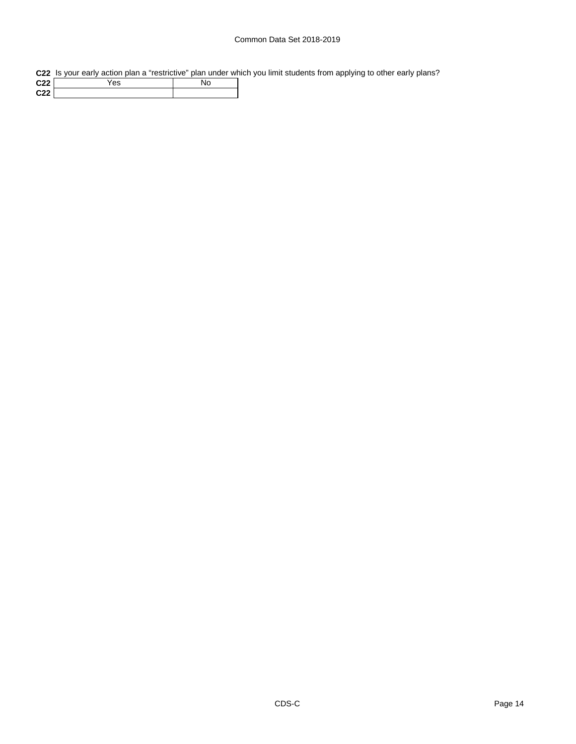**C22** Is your early action plan a “restrictive” plan under which you limit students from applying to other early plans?

| | Yes | No |
|---|---|---|
| C22 | | |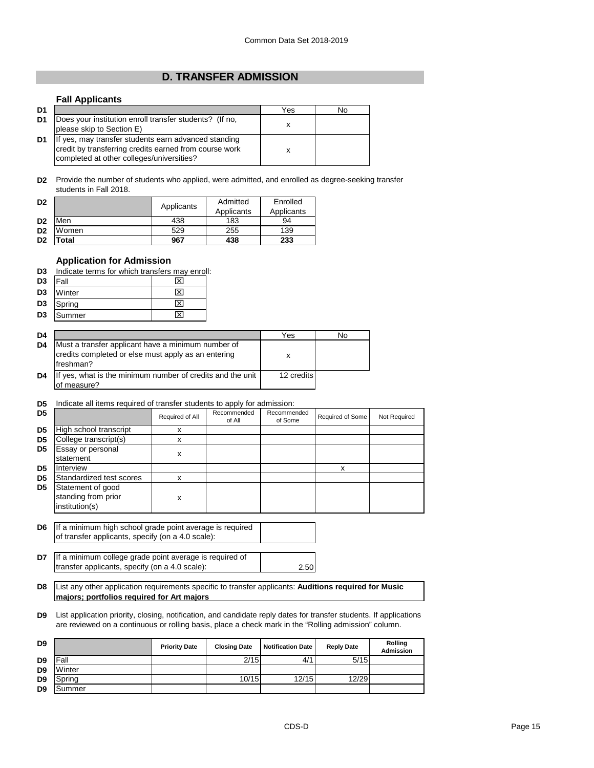# D. TRANSFER ADMISSION

## Fall Applicants

| | | Yes | No |
|---|---|---|---|
| D1 | Does your institution enroll transfer students? (If no, please skip to Section E) | x | |
| D1 | If yes, may transfer students earn advanced standing credit by transferring credits earned from course work completed at other colleges/universities? | x | |

**D2** Provide the number of students who applied, were admitted, and enrolled as degree-seeking transfer students in Fall 2018.

| | | Applicants | Admitted Applicants | Enrolled Applicants |
|---|---|---|---|---|
| D2 | Men | 438 | 183 | 94 |
| D2 | Women | 529 | 255 | 139 |
| D2 | **Total** | **967** | **438** | **233** |

## Application for Admission

**D3** Indicate terms for which transfers may enroll:

| | | |
|---|---|---|
| D3 | Fall | ☒ |
| D3 | Winter | ☒ |
| D3 | Spring | ☒ |
| D3 | Summer | ☒ |

| | | Yes | No |
|---|---|---|---|
| D4 | Must a transfer applicant have a minimum number of credits completed or else must apply as an entering freshman? | x | |
| D4 | If yes, what is the minimum number of credits and the unit of measure? | 12 credits | |

**D5** Indicate all items required of transfer students to apply for admission:

| | | Required of All | Recommended of All | Recommended of Some | Required of Some | Not Required |
|---|---|---|---|---|---|---|
| D5 | High school transcript | x | | | | |
| D5 | College transcript(s) | x | | | | |
| D5 | Essay or personal statement | x | | | | |
| D5 | Interview | | | | x | |
| D5 | Standardized test scores | x | | | | |
| D5 | Statement of good standing from prior institution(s) | x | | | | |

| | | |
|---|---|---|
| D6 | If a minimum high school grade point average is required of transfer applicants, specify (on a 4.0 scale): | |
| D7 | If a minimum college grade point average is required of transfer applicants, specify (on a 4.0 scale): | 2.50 |

**D8** List any other application requirements specific to transfer applicants: **Auditions required for Music majors; portfolios required for Art majors**

**D9** List application priority, closing, notification, and candidate reply dates for transfer students. If applications are reviewed on a continuous or rolling basis, place a check mark in the "Rolling admission" column.

| | | Priority Date | Closing Date | Notification Date | Reply Date | Rolling Admission |
|---|---|---|---|---|---|---|
| D9 | Fall | | 2/15 | 4/1 | 5/15 | |
| D9 | Winter | | | | | |
| D9 | Spring | | 10/15 | 12/15 | 12/29 | |
| D9 | Summer | | | | | |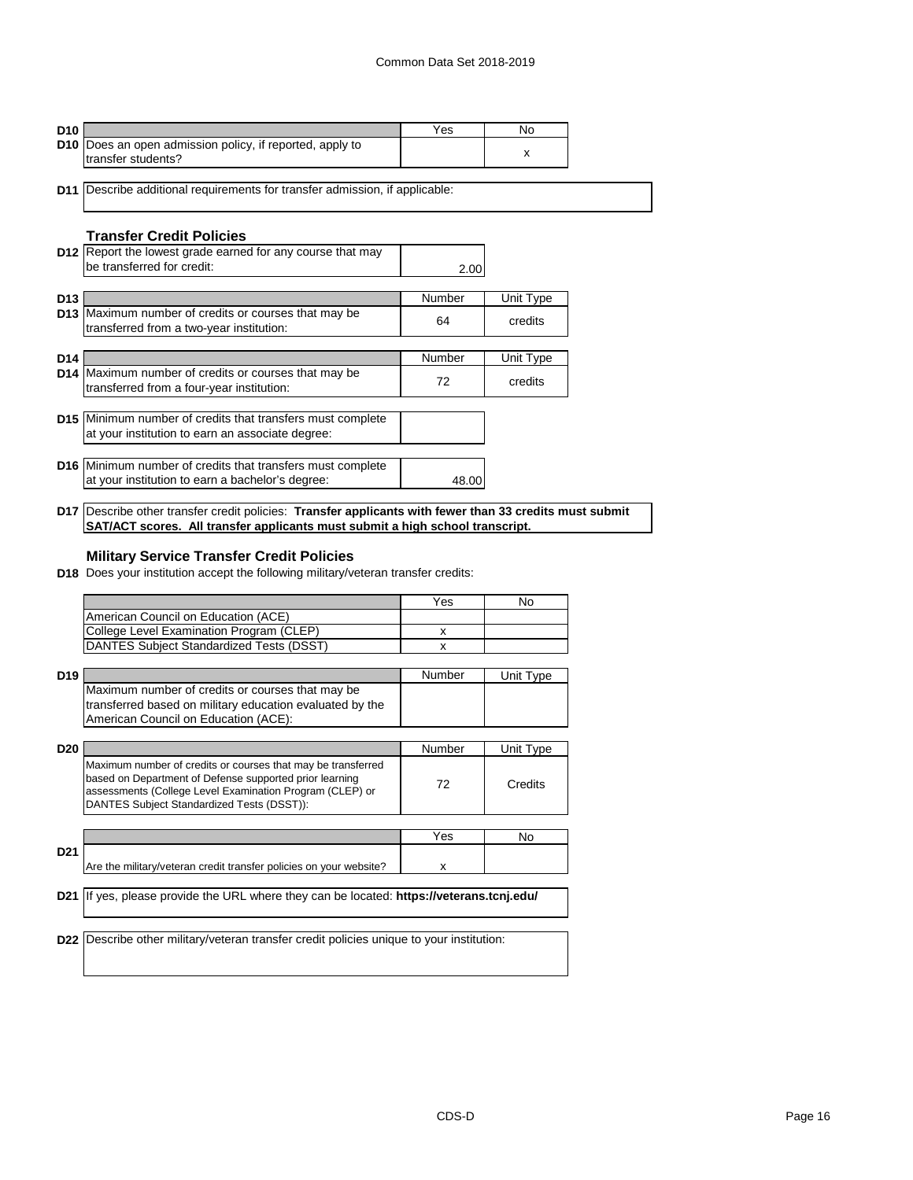| D10 | | Yes | No |
|---|---|---|---|
| D10 | Does an open admission policy, if reported, apply to transfer students? | | x |

**D11** Describe additional requirements for transfer admission, if applicable:

### Transfer Credit Policies

| | | |
|---|---|---|
| D12 | Report the lowest grade earned for any course that may be transferred for credit: | 2.00 |

| D13 | | Number | Unit Type |
|---|---|---|---|
| D13 | Maximum number of credits or courses that may be transferred from a two-year institution: | 64 | credits |

| D14 | | Number | Unit Type |
|---|---|---|---|
| D14 | Maximum number of credits or courses that may be transferred from a four-year institution: | 72 | credits |

| | | |
|---|---|---|
| D15 | Minimum number of credits that transfers must complete at your institution to earn an associate degree: | |
| D16 | Minimum number of credits that transfers must complete at your institution to earn a bachelor's degree: | 48.00 |

**D17** Describe other transfer credit policies: **Transfer applicants with fewer than 33 credits must submit SAT/ACT scores. All transfer applicants must submit a high school transcript.**

### Military Service Transfer Credit Policies

**D18** Does your institution accept the following military/veteran transfer credits:

| | Yes | No |
|---|---|---|
| American Council on Education (ACE) | | |
| College Level Examination Program (CLEP) | x | |
| DANTES Subject Standardized Tests (DSST) | x | |

| D19 | | Number | Unit Type |
|---|---|---|---|
| | Maximum number of credits or courses that may be transferred based on military education evaluated by the American Council on Education (ACE): | | |

| D20 | | Number | Unit Type |
|---|---|---|---|
| | Maximum number of credits or courses that may be transferred based on Department of Defense supported prior learning assessments (College Level Examination Program (CLEP) or DANTES Subject Standardized Tests (DSST)): | 72 | Credits |

| | | Yes | No |
|---|---|---|---|
| D21 | Are the military/veteran credit transfer policies on your website? | x | |

**D21** If yes, please provide the URL where they can be located: **https://veterans.tcnj.edu/**

**D22** Describe other military/veteran transfer credit policies unique to your institution: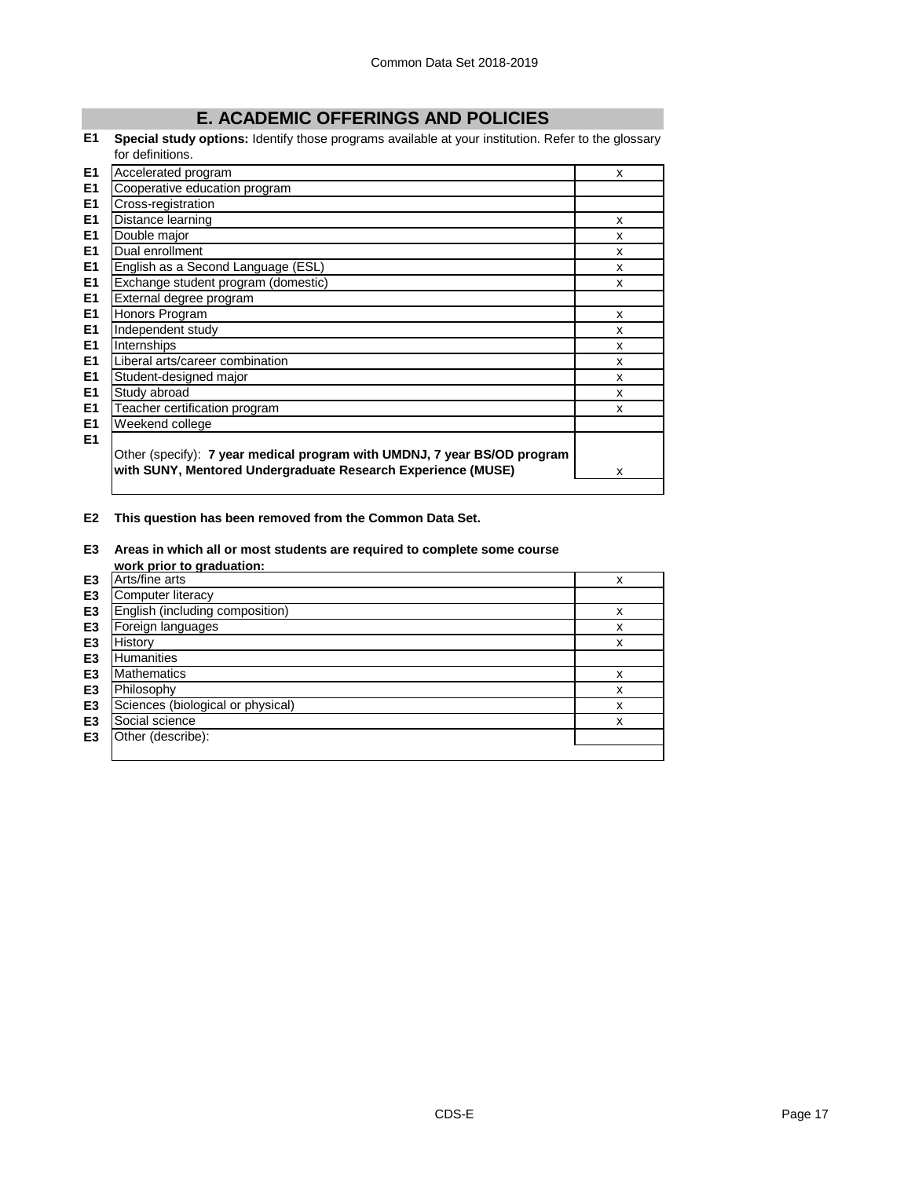## E. ACADEMIC OFFERINGS AND POLICIES

**E1 Special study options:** Identify those programs available at your institution. Refer to the glossary for definitions.

| | | |
|---|---|---|
| E1 | Accelerated program | x |
| E1 | Cooperative education program | |
| E1 | Cross-registration | |
| E1 | Distance learning | x |
| E1 | Double major | x |
| E1 | Dual enrollment | x |
| E1 | English as a Second Language (ESL) | x |
| E1 | Exchange student program (domestic) | x |
| E1 | External degree program | |
| E1 | Honors Program | x |
| E1 | Independent study | x |
| E1 | Internships | x |
| E1 | Liberal arts/career combination | x |
| E1 | Student-designed major | x |
| E1 | Study abroad | x |
| E1 | Teacher certification program | x |
| E1 | Weekend college | |
| E1 | Other (specify): **7 year medical program with UMDNJ, 7 year BS/OD program with SUNY, Mentored Undergraduate Research Experience (MUSE)** | x |

**E2 This question has been removed from the Common Data Set.**

**E3 Areas in which all or most students are required to complete some course work prior to graduation:**

| | | |
|---|---|---|
| E3 | Arts/fine arts | x |
| E3 | Computer literacy | |
| E3 | English (including composition) | x |
| E3 | Foreign languages | x |
| E3 | History | x |
| E3 | Humanities | |
| E3 | Mathematics | x |
| E3 | Philosophy | x |
| E3 | Sciences (biological or physical) | x |
| E3 | Social science | x |
| E3 | Other (describe): | |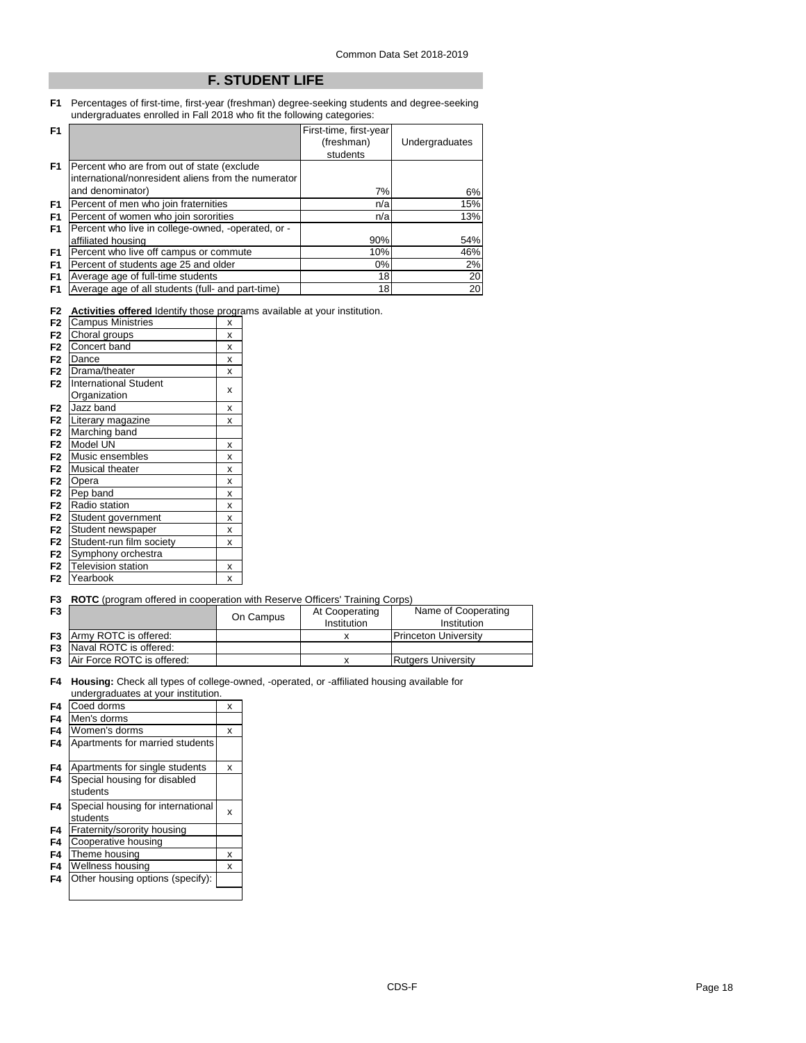# F. STUDENT LIFE

**F1** Percentages of first-time, first-year (freshman) degree-seeking students and degree-seeking undergraduates enrolled in Fall 2018 who fit the following categories:

| | First-time, first-year (freshman) students | Undergraduates |
|---|---|---|
| Percent who are from out of state (exclude international/nonresident aliens from the numerator and denominator) | 7% | 6% |
| Percent of men who join fraternities | n/a | 15% |
| Percent of women who join sororities | n/a | 13% |
| Percent who live in college-owned, -operated, or -affiliated housing | 90% | 54% |
| Percent who live off campus or commute | 10% | 46% |
| Percent of students age 25 and older | 0% | 2% |
| Average age of full-time students | 18 | 20 |
| Average age of all students (full- and part-time) | 18 | 20 |

**F2** **Activities offered** Identify those programs available at your institution.

| Activity | |
|---|---|
| Campus Ministries | x |
| Choral groups | x |
| Concert band | x |
| Dance | x |
| Drama/theater | x |
| International Student Organization | x |
| Jazz band | x |
| Literary magazine | x |
| Marching band | |
| Model UN | x |
| Music ensembles | x |
| Musical theater | x |
| Opera | x |
| Pep band | x |
| Radio station | x |
| Student government | x |
| Student newspaper | x |
| Student-run film society | x |
| Symphony orchestra | |
| Television station | x |
| Yearbook | x |

**F3** **ROTC** (program offered in cooperation with Reserve Officers' Training Corps)

| | On Campus | At Cooperating Institution | Name of Cooperating Institution |
|---|---|---|---|
| Army ROTC is offered: | | x | Princeton University |
| Naval ROTC is offered: | | | |
| Air Force ROTC is offered: | | x | Rutgers University |

**F4** **Housing:** Check all types of college-owned, -operated, or -affiliated housing available for undergraduates at your institution.

| Housing | |
|---|---|
| Coed dorms | x |
| Men's dorms | |
| Women's dorms | x |
| Apartments for married students | |
| Apartments for single students | x |
| Special housing for disabled students | |
| Special housing for international students | x |
| Fraternity/sorority housing | |
| Cooperative housing | |
| Theme housing | x |
| Wellness housing | x |
| Other housing options (specify): | |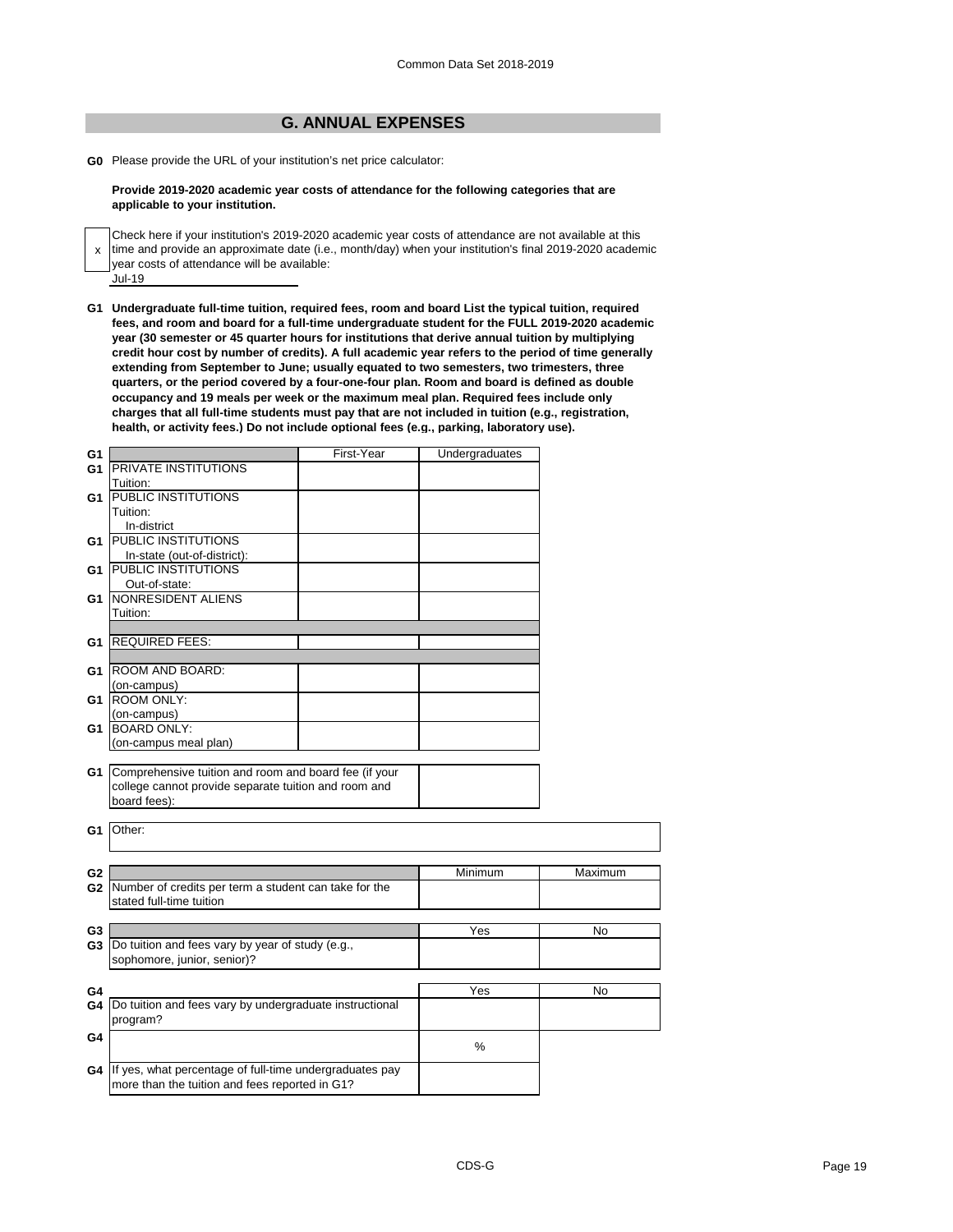## G. ANNUAL EXPENSES

**G0** Please provide the URL of your institution's net price calculator:

**Provide 2019-2020 academic year costs of attendance for the following categories that are applicable to your institution.**

x Check here if your institution's 2019-2020 academic year costs of attendance are not available at this time and provide an approximate date (i.e., month/day) when your institution's final 2019-2020 academic year costs of attendance will be available:

Jul-19

**G1 Undergraduate full-time tuition, required fees, room and board List the typical tuition, required fees, and room and board for a full-time undergraduate student for the FULL 2019-2020 academic year (30 semester or 45 quarter hours for institutions that derive annual tuition by multiplying credit hour cost by number of credits). A full academic year refers to the period of time generally extending from September to June; usually equated to two semesters, two trimesters, three quarters, or the period covered by a four-one-four plan. Room and board is defined as double occupancy and 19 meals per week or the maximum meal plan. Required fees include only charges that all full-time students must pay that are not included in tuition (e.g., registration, health, or activity fees.) Do not include optional fees (e.g., parking, laboratory use).**

| G1 | | First-Year | Undergraduates |
|---|---|---|---|
| G1 | PRIVATE INSTITUTIONS Tuition: | | |
| G1 | PUBLIC INSTITUTIONS Tuition: In-district | | |
| G1 | PUBLIC INSTITUTIONS In-state (out-of-district): | | |
| G1 | PUBLIC INSTITUTIONS Out-of-state: | | |
| G1 | NONRESIDENT ALIENS Tuition: | | |
| G1 | REQUIRED FEES: | | |
| G1 | ROOM AND BOARD: (on-campus) | | |
| G1 | ROOM ONLY: (on-campus) | | |
| G1 | BOARD ONLY: (on-campus meal plan) | | |

| G1 | Comprehensive tuition and room and board fee (if your college cannot provide separate tuition and room and board fees): | |
|---|---|---|

| G1 | Other: |
|---|---|

| G2 | | Minimum | Maximum |
|---|---|---|---|
| G2 | Number of credits per term a student can take for the stated full-time tuition | | |

| G3 | | Yes | No |
|---|---|---|---|
| G3 | Do tuition and fees vary by year of study (e.g., sophomore, junior, senior)? | | |

| G4 | | Yes | No |
|---|---|---|---|
| G4 | Do tuition and fees vary by undergraduate instructional program? | | |
| G4 | | % | |
| G4 | If yes, what percentage of full-time undergraduates pay more than the tuition and fees reported in G1? | | |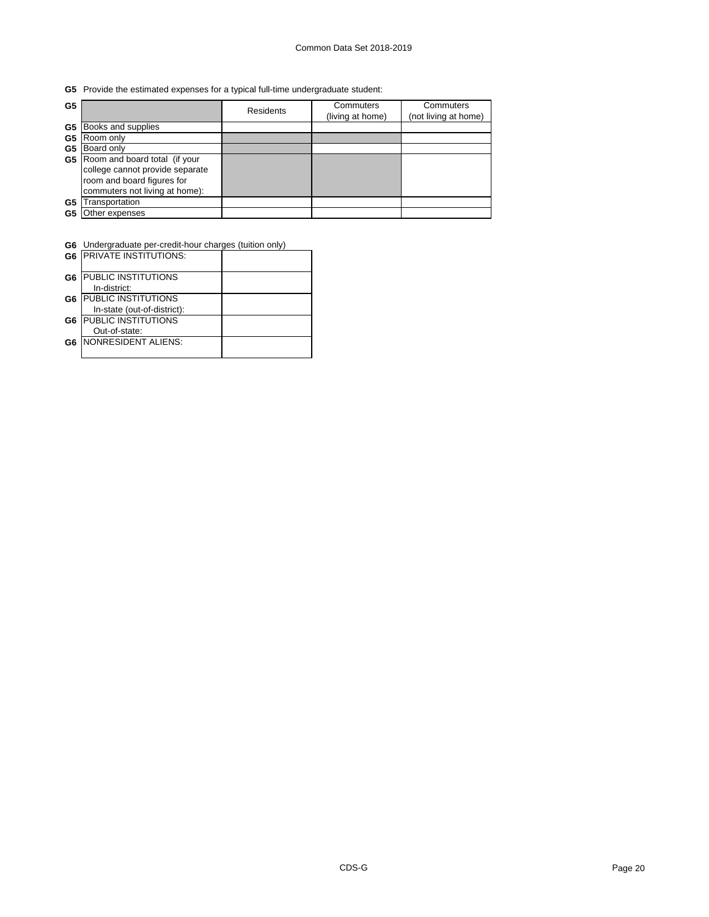**G5** Provide the estimated expenses for a typical full-time undergraduate student:

| G5 | | Residents | Commuters (living at home) | Commuters (not living at home) |
|---|---|---|---|---|
| G5 | Books and supplies | | | |
| G5 | Room only | | | |
| G5 | Board only | | | |
| G5 | Room and board total (if your college cannot provide separate room and board figures for commuters not living at home): | | | |
| G5 | Transportation | | | |
| G5 | Other expenses | | | |

**G6** Undergraduate per-credit-hour charges (tuition only)

| | | |
|---|---|---|
| G6 | PRIVATE INSTITUTIONS: | |
| G6 | PUBLIC INSTITUTIONS In-district: | |
| G6 | PUBLIC INSTITUTIONS In-state (out-of-district): | |
| G6 | PUBLIC INSTITUTIONS Out-of-state: | |
| G6 | NONRESIDENT ALIENS: | |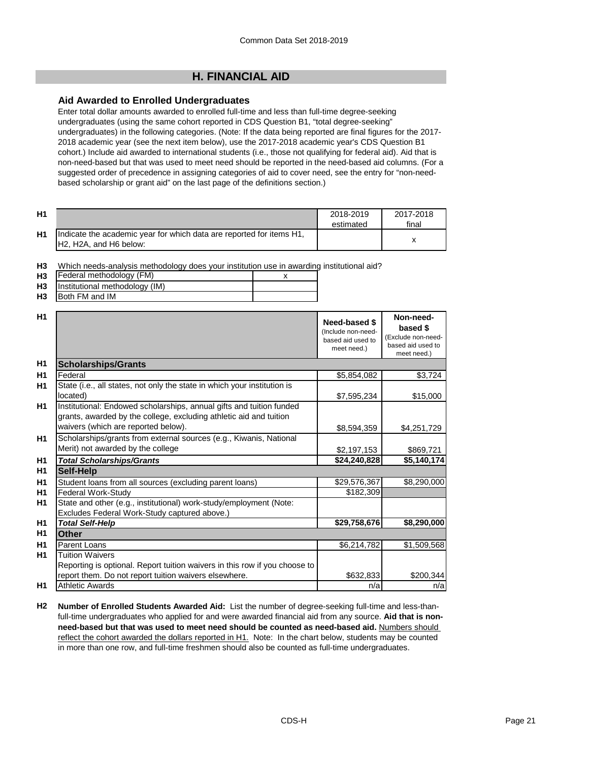# H. FINANCIAL AID

### Aid Awarded to Enrolled Undergraduates

Enter total dollar amounts awarded to enrolled full-time and less than full-time degree-seeking undergraduates (using the same cohort reported in CDS Question B1, "total degree-seeking" undergraduates) in the following categories. (Note: If the data being reported are final figures for the 2017-2018 academic year (see the next item below), use the 2017-2018 academic year's CDS Question B1 cohort.) Include aid awarded to international students (i.e., those not qualifying for federal aid). Aid that is non-need-based but that was used to meet need should be reported in the need-based aid columns. (For a suggested order of precedence in assigning categories of aid to cover need, see the entry for "non-need-based scholarship or grant aid" on the last page of the definitions section.)

| | | 2018-2019 estimated | 2017-2018 final |
|---|---|---|---|
| H1 | Indicate the academic year for which data are reported for items H1, H2, H2A, and H6 below: | | x |

H3 Which needs-analysis methodology does your institution use in awarding institutional aid?

| | | |
|---|---|---|
| H3 | Federal methodology (FM) | x |
| H3 | Institutional methodology (IM) | |
| H3 | Both FM and IM | |

| | | Need-based $ (Include non-need-based aid used to meet need.) | Non-need-based $ (Exclude non-need-based aid used to meet need.) |
|---|---|---|---|
| H1 | **Scholarships/Grants** | | |
| H1 | Federal | $5,854,082 | $3,724 |
| H1 | State (i.e., all states, not only the state in which your institution is located) | $7,595,234 | $15,000 |
| H1 | Institutional: Endowed scholarships, annual gifts and tuition funded grants, awarded by the college, excluding athletic aid and tuition waivers (which are reported below). | $8,594,359 | $4,251,729 |
| H1 | Scholarships/grants from external sources (e.g., Kiwanis, National Merit) not awarded by the college | $2,197,153 | $869,721 |
| H1 | ***Total Scholarships/Grants*** | **$24,240,828** | **$5,140,174** |
| H1 | **Self-Help** | | |
| H1 | Student loans from all sources (excluding parent loans) | $29,576,367 | $8,290,000 |
| H1 | Federal Work-Study | $182,309 | |
| H1 | State and other (e.g., institutional) work-study/employment (Note: Excludes Federal Work-Study captured above.) | | |
| H1 | ***Total Self-Help*** | **$29,758,676** | **$8,290,000** |
| H1 | **Other** | | |
| H1 | Parent Loans | $6,214,782 | $1,509,568 |
| H1 | Tuition Waivers<br>Reporting is optional. Report tuition waivers in this row if you choose to report them. Do not report tuition waivers elsewhere. | $632,833 | $200,344 |
| H1 | Athletic Awards | n/a | n/a |

**H2** **Number of Enrolled Students Awarded Aid:** List the number of degree-seeking full-time and less-than-full-time undergraduates who applied for and were awarded financial aid from any source. **Aid that is non-need-based but that was used to meet need should be counted as need-based aid.** Numbers should reflect the cohort awarded the dollars reported in H1. Note: In the chart below, students may be counted in more than one row, and full-time freshmen should also be counted as full-time undergraduates.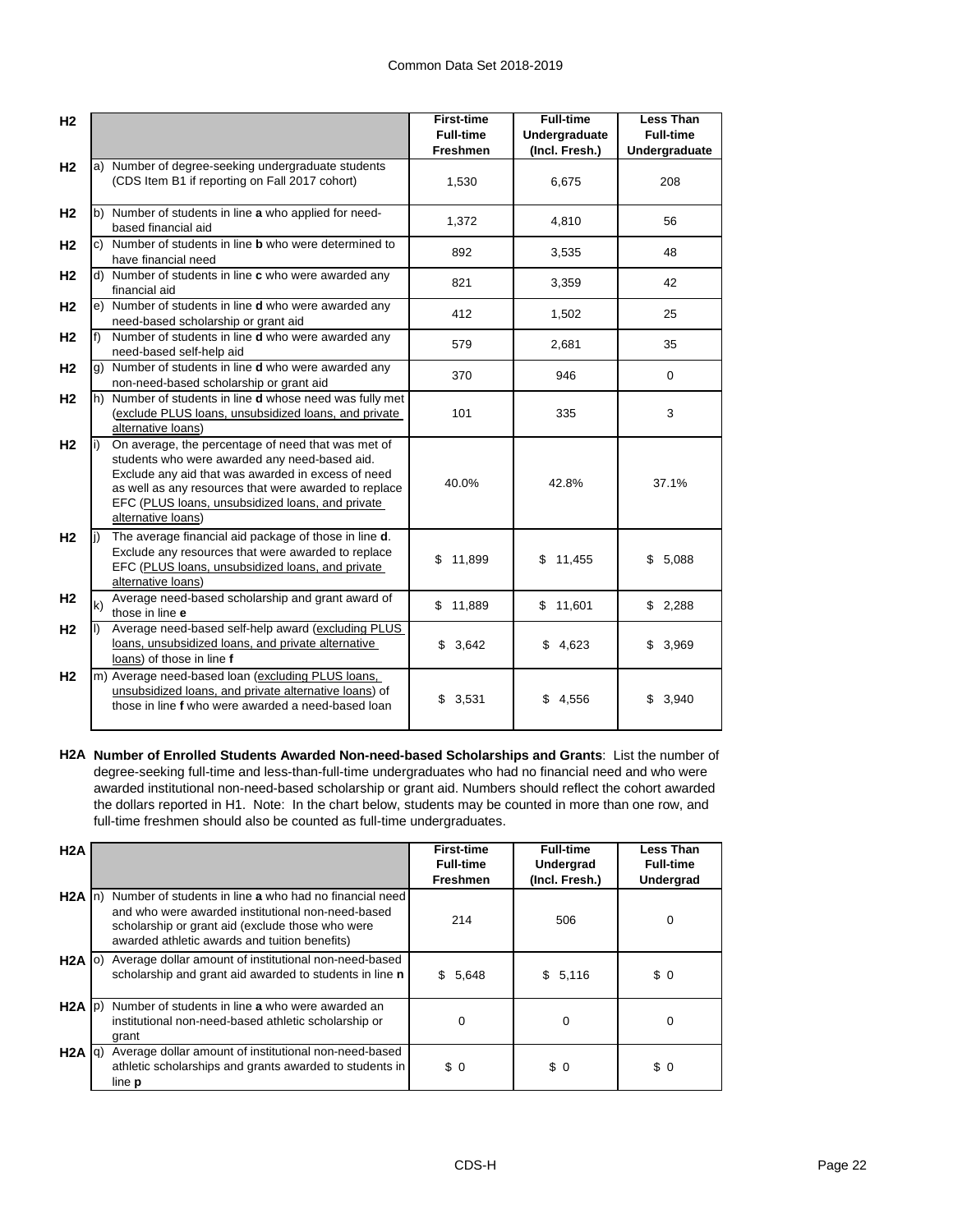| H2 | | First-time Full-time Freshmen | Full-time Undergraduate (Incl. Fresh.) | Less Than Full-time Undergraduate |
|---|---|---|---|---|
| H2 | a) Number of degree-seeking undergraduate students (CDS Item B1 if reporting on Fall 2017 cohort) | 1,530 | 6,675 | 208 |
| H2 | b) Number of students in line **a** who applied for need-based financial aid | 1,372 | 4,810 | 56 |
| H2 | c) Number of students in line **b** who were determined to have financial need | 892 | 3,535 | 48 |
| H2 | d) Number of students in line **c** who were awarded any financial aid | 821 | 3,359 | 42 |
| H2 | e) Number of students in line **d** who were awarded any need-based scholarship or grant aid | 412 | 1,502 | 25 |
| H2 | f) Number of students in line **d** who were awarded any need-based self-help aid | 579 | 2,681 | 35 |
| H2 | g) Number of students in line **d** who were awarded any non-need-based scholarship or grant aid | 370 | 946 | 0 |
| H2 | h) Number of students in line **d** whose need was fully met (exclude PLUS loans, unsubsidized loans, and private alternative loans) | 101 | 335 | 3 |
| H2 | i) On average, the percentage of need that was met of students who were awarded any need-based aid. Exclude any aid that was awarded in excess of need as well as any resources that were awarded to replace EFC (PLUS loans, unsubsidized loans, and private alternative loans) | 40.0% | 42.8% | 37.1% |
| H2 | j) The average financial aid package of those in line **d**. Exclude any resources that were awarded to replace EFC (PLUS loans, unsubsidized loans, and private alternative loans) | $ 11,899 | $ 11,455 | $ 5,088 |
| H2 | k) Average need-based scholarship and grant award of those in line **e** | $ 11,889 | $ 11,601 | $ 2,288 |
| H2 | l) Average need-based self-help award (excluding PLUS loans, unsubsidized loans, and private alternative loans) of those in line **f** | $ 3,642 | $ 4,623 | $ 3,969 |
| H2 | m) Average need-based loan (excluding PLUS loans, unsubsidized loans, and private alternative loans) of those in line **f** who were awarded a need-based loan | $ 3,531 | $ 4,556 | $ 3,940 |

**H2A Number of Enrolled Students Awarded Non-need-based Scholarships and Grants**: List the number of degree-seeking full-time and less-than-full-time undergraduates who had no financial need and who were awarded institutional non-need-based scholarship or grant aid. Numbers should reflect the cohort awarded the dollars reported in H1. Note: In the chart below, students may be counted in more than one row, and full-time freshmen should also be counted as full-time undergraduates.

| H2A | | First-time Full-time Freshmen | Full-time Undergrad (Incl. Fresh.) | Less Than Full-time Undergrad |
|---|---|---|---|---|
| H2A | n) Number of students in line **a** who had no financial need and who were awarded institutional non-need-based scholarship or grant aid (exclude those who were awarded athletic awards and tuition benefits) | 214 | 506 | 0 |
| H2A | o) Average dollar amount of institutional non-need-based scholarship and grant aid awarded to students in line **n** | $ 5,648 | $ 5,116 | $ 0 |
| H2A | p) Number of students in line **a** who were awarded an institutional non-need-based athletic scholarship or grant | 0 | 0 | 0 |
| H2A | q) Average dollar amount of institutional non-need-based athletic scholarships and grants awarded to students in line **p** | $ 0 | $ 0 | $ 0 |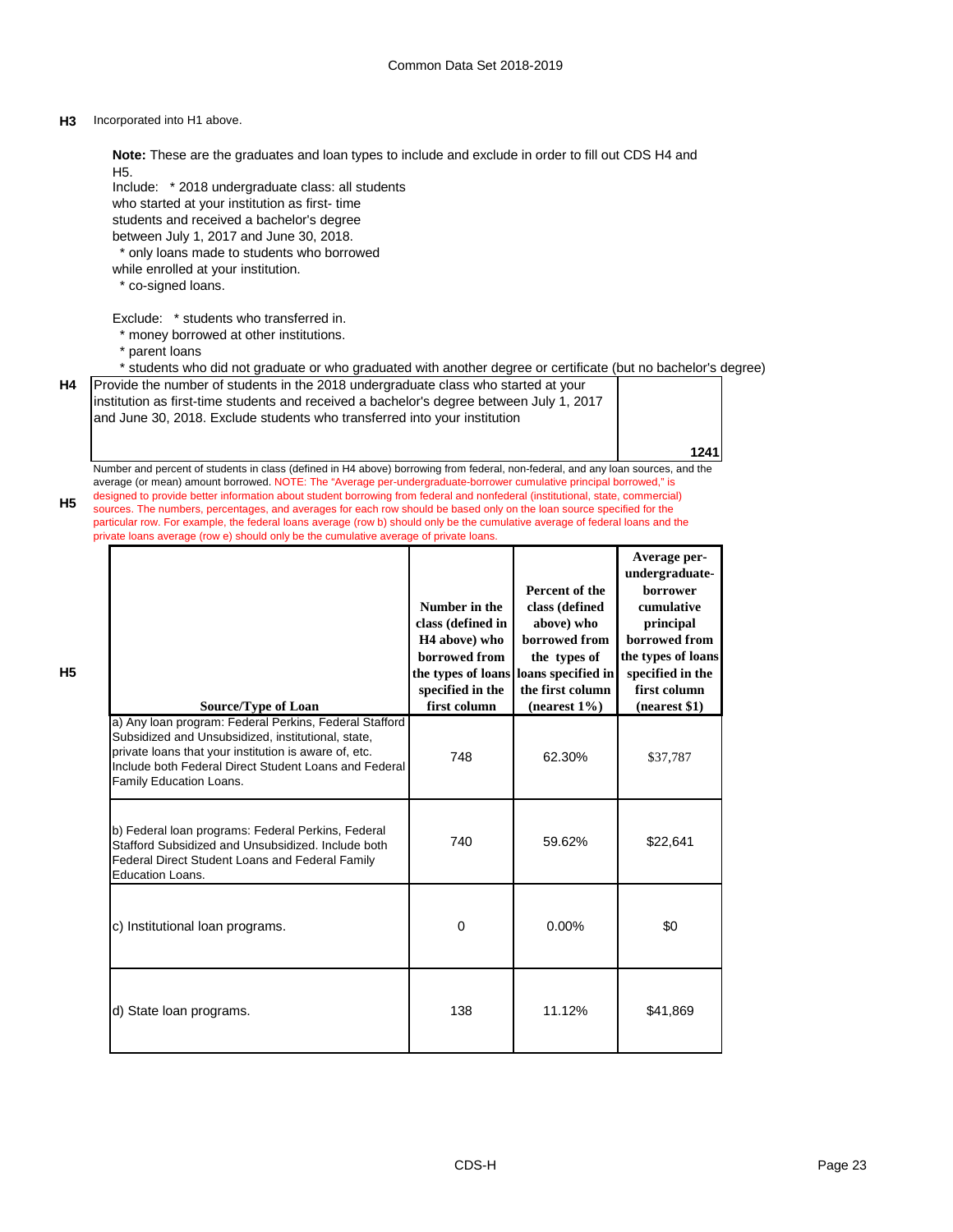**H3** Incorporated into H1 above.

**Note:** These are the graduates and loan types to include and exclude in order to fill out CDS H4 and H5.

Include: * 2018 undergraduate class: all students who started at your institution as first- time students and received a bachelor's degree between July 1, 2017 and June 30, 2018.
* only loans made to students who borrowed while enrolled at your institution.
* co-signed loans.

Exclude: * students who transferred in.
* money borrowed at other institutions.
* parent loans
* students who did not graduate or who graduated with another degree or certificate (but no bachelor's degree)

**H4** Provide the number of students in the 2018 undergraduate class who started at your institution as first-time students and received a bachelor's degree between July 1, 2017 and June 30, 2018. Exclude students who transferred into your institution

**1241**

**H5** Number and percent of students in class (defined in H4 above) borrowing from federal, non-federal, and any loan sources, and the average (or mean) amount borrowed. NOTE: The "Average per-undergraduate-borrower cumulative principal borrowed," is designed to provide better information about student borrowing from federal and nonfederal (institutional, state, commercial) sources. The numbers, percentages, and averages for each row should be based only on the loan source specified for the particular row. For example, the federal loans average (row b) should only be the cumulative average of federal loans and the private loans average (row e) should only be the cumulative average of private loans.

**H5**

| Source/Type of Loan | Number in the class (defined in H4 above) who borrowed from the types of loans specified in the first column | Percent of the class (defined above) who borrowed from the types of loans specified in the first column (nearest 1%) | Average per-undergraduate-borrower cumulative principal borrowed from the types of loans specified in the first column (nearest $1) |
|---|---|---|---|
| a) Any loan program: Federal Perkins, Federal Stafford Subsidized and Unsubsidized, institutional, state, private loans that your institution is aware of, etc. Include both Federal Direct Student Loans and Federal Family Education Loans. | 748 | 62.30% | $37,787 |
| b) Federal loan programs: Federal Perkins, Federal Stafford Subsidized and Unsubsidized. Include both Federal Direct Student Loans and Federal Family Education Loans. | 740 | 59.62% | $22,641 |
| c) Institutional loan programs. | 0 | 0.00% | $0 |
| d) State loan programs. | 138 | 11.12% | $41,869 |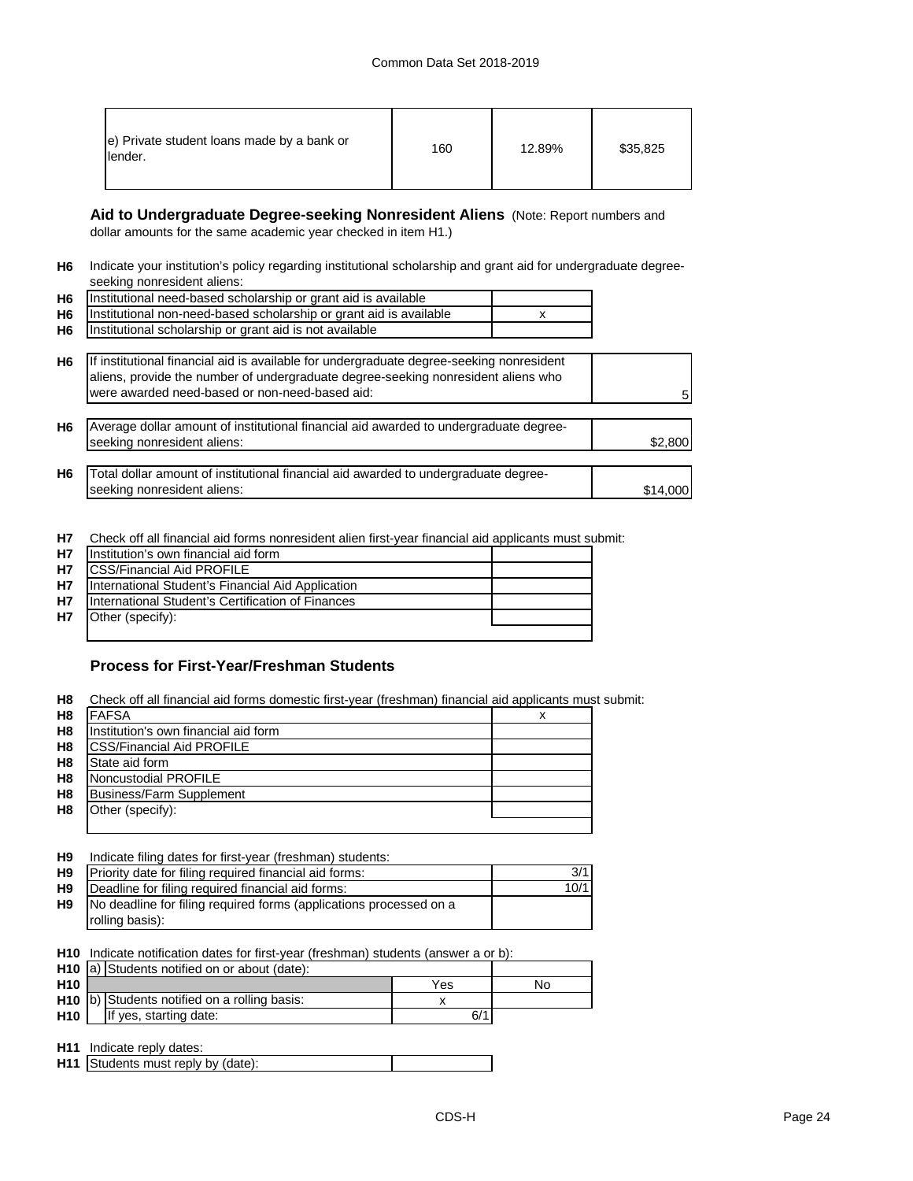| | | | |
|---|---|---|---|
| e) Private student loans made by a bank or lender. | 160 | 12.89% | $35,825 |

### Aid to Undergraduate Degree-seeking Nonresident Aliens

(Note: Report numbers and dollar amounts for the same academic year checked in item H1.)

**H6** Indicate your institution's policy regarding institutional scholarship and grant aid for undergraduate degree-seeking nonresident aliens:

| | | |
|---|---|---|
| H6 | Institutional need-based scholarship or grant aid is available | |
| H6 | Institutional non-need-based scholarship or grant aid is available | x |
| H6 | Institutional scholarship or grant aid is not available | |

| | | |
|---|---|---|
| H6 | If institutional financial aid is available for undergraduate degree-seeking nonresident aliens, provide the number of undergraduate degree-seeking nonresident aliens who were awarded need-based or non-need-based aid: | 5 |
| H6 | Average dollar amount of institutional financial aid awarded to undergraduate degree-seeking nonresident aliens: | $2,800 |
| H6 | Total dollar amount of institutional financial aid awarded to undergraduate degree-seeking nonresident aliens: | $14,000 |

**H7** Check off all financial aid forms nonresident alien first-year financial aid applicants must submit:

| | | |
|---|---|---|
| H7 | Institution's own financial aid form | |
| H7 | CSS/Financial Aid PROFILE | |
| H7 | International Student's Financial Aid Application | |
| H7 | International Student's Certification of Finances | |
| H7 | Other (specify): | |

### Process for First-Year/Freshman Students

**H8** Check off all financial aid forms domestic first-year (freshman) financial aid applicants must submit:

| | | |
|---|---|---|
| H8 | FAFSA | x |
| H8 | Institution's own financial aid form | |
| H8 | CSS/Financial Aid PROFILE | |
| H8 | State aid form | |
| H8 | Noncustodial PROFILE | |
| H8 | Business/Farm Supplement | |
| H8 | Other (specify): | |

**H9** Indicate filing dates for first-year (freshman) students:

| | | |
|---|---|---|
| H9 | Priority date for filing required financial aid forms: | 3/1 |
| H9 | Deadline for filing required financial aid forms: | 10/1 |
| H9 | No deadline for filing required forms (applications processed on a rolling basis): | |

**H10** Indicate notification dates for first-year (freshman) students (answer a or b):

| | | | |
|---|---|---|---|
| H10 | a) Students notified on or about (date): | | |
| H10 | | Yes | No |
| H10 | b) Students notified on a rolling basis: | x | |
| H10 | If yes, starting date: | 6/1 | |

**H11** Indicate reply dates:

| | | |
|---|---|---|
| H11 | Students must reply by (date): | |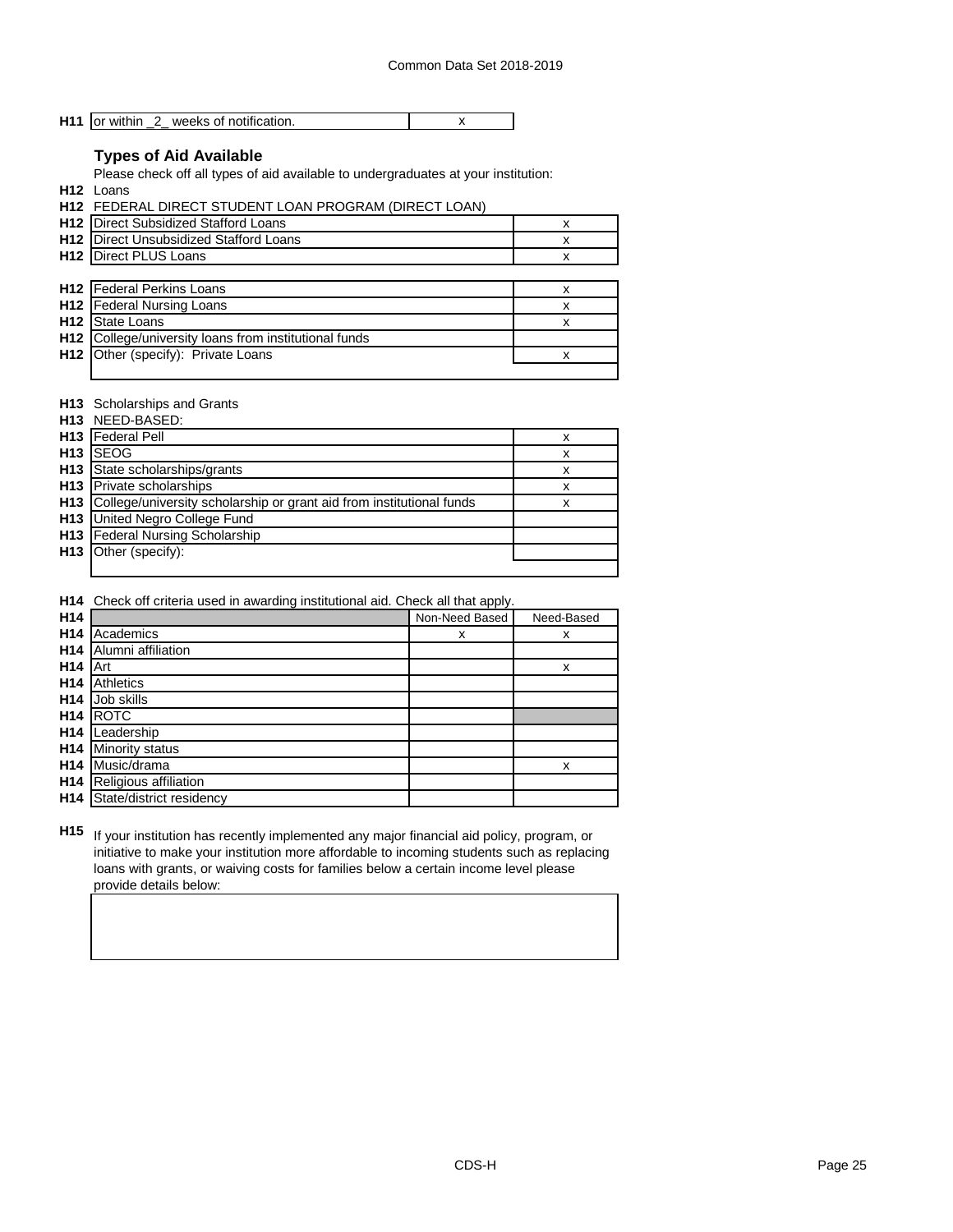| | | |
|---|---|---|
| H11 | or within _2_ weeks of notification. | x |

### Types of Aid Available

Please check off all types of aid available to undergraduates at your institution:

**H12** Loans

**H12** FEDERAL DIRECT STUDENT LOAN PROGRAM (DIRECT LOAN)

| | | |
|---|---|---|
| H12 | Direct Subsidized Stafford Loans | x |
| H12 | Direct Unsubsidized Stafford Loans | x |
| H12 | Direct PLUS Loans | x |

| | | |
|---|---|---|
| H12 | Federal Perkins Loans | x |
| H12 | Federal Nursing Loans | x |
| H12 | State Loans | x |
| H12 | College/university loans from institutional funds | |
| H12 | Other (specify): Private Loans | x |

**H13** Scholarships and Grants

**H13** NEED-BASED:

| | | |
|---|---|---|
| H13 | Federal Pell | x |
| H13 | SEOG | x |
| H13 | State scholarships/grants | x |
| H13 | Private scholarships | x |
| H13 | College/university scholarship or grant aid from institutional funds | x |
| H13 | United Negro College Fund | |
| H13 | Federal Nursing Scholarship | |
| H13 | Other (specify): | |

**H14** Check off criteria used in awarding institutional aid. Check all that apply.

| H14 | | Non-Need Based | Need-Based |
|---|---|---|---|
| H14 | Academics | x | x |
| H14 | Alumni affiliation | | |
| H14 | Art | | x |
| H14 | Athletics | | |
| H14 | Job skills | | |
| H14 | ROTC | | |
| H14 | Leadership | | |
| H14 | Minority status | | |
| H14 | Music/drama | | x |
| H14 | Religious affiliation | | |
| H14 | State/district residency | | |

**H15** If your institution has recently implemented any major financial aid policy, program, or initiative to make your institution more affordable to incoming students such as replacing loans with grants, or waiving costs for families below a certain income level please provide details below: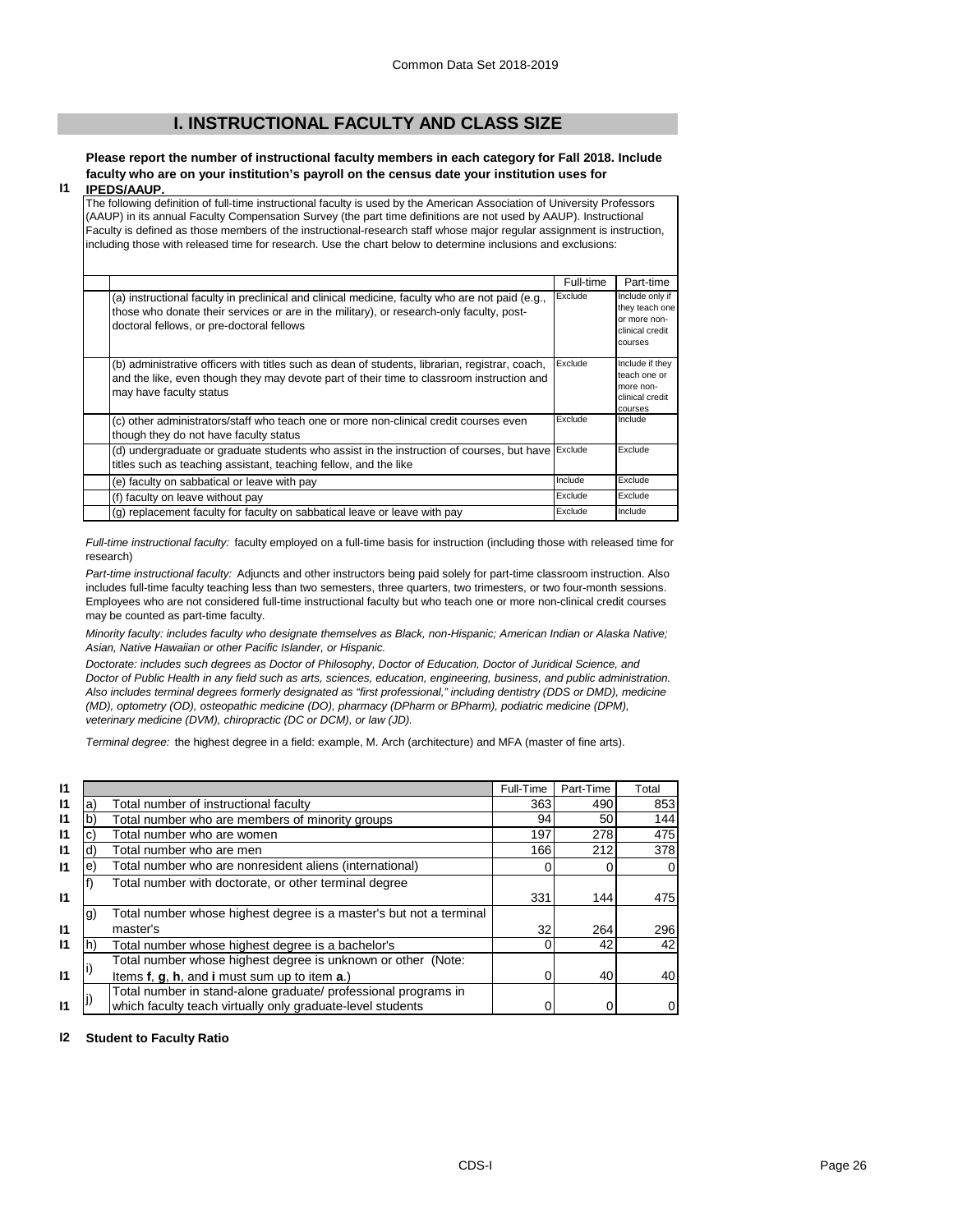# I. INSTRUCTIONAL FACULTY AND CLASS SIZE

**I1** **Please report the number of instructional faculty members in each category for Fall 2018. Include faculty who are on your institution's payroll on the census date your institution uses for IPEDS/AAUP.**

The following definition of full-time instructional faculty is used by the American Association of University Professors (AAUP) in its annual Faculty Compensation Survey (the part time definitions are not used by AAUP). Instructional Faculty is defined as those members of the instructional-research staff whose major regular assignment is instruction, including those with released time for research. Use the chart below to determine inclusions and exclusions:

| | Full-time | Part-time |
|---|---|---|
| (a) instructional faculty in preclinical and clinical medicine, faculty who are not paid (e.g., those who donate their services or are in the military), or research-only faculty, post-doctoral fellows, or pre-doctoral fellows | Exclude | Include only if they teach one or more non-clinical credit courses |
| (b) administrative officers with titles such as dean of students, librarian, registrar, coach, and the like, even though they may devote part of their time to classroom instruction and may have faculty status | Exclude | Include if they teach one or more non-clinical credit courses |
| (c) other administrators/staff who teach one or more non-clinical credit courses even though they do not have faculty status | Exclude | Include |
| (d) undergraduate or graduate students who assist in the instruction of courses, but have titles such as teaching assistant, teaching fellow, and the like | Exclude | Exclude |
| (e) faculty on sabbatical or leave with pay | Include | Exclude |
| (f) faculty on leave without pay | Exclude | Exclude |
| (g) replacement faculty for faculty on sabbatical leave or leave with pay | Exclude | Include |

*Full-time instructional faculty:* faculty employed on a full-time basis for instruction (including those with released time for research)

*Part-time instructional faculty:* Adjuncts and other instructors being paid solely for part-time classroom instruction. Also includes full-time faculty teaching less than two semesters, three quarters, two trimesters, or two four-month sessions. Employees who are not considered full-time instructional faculty but who teach one or more non-clinical credit courses may be counted as part-time faculty.

*Minority faculty: includes faculty who designate themselves as Black, non-Hispanic; American Indian or Alaska Native; Asian, Native Hawaiian or other Pacific Islander, or Hispanic.*

*Doctorate: includes such degrees as Doctor of Philosophy, Doctor of Education, Doctor of Juridical Science, and Doctor of Public Health in any field such as arts, sciences, education, engineering, business, and public administration. Also includes terminal degrees formerly designated as "first professional," including dentistry (DDS or DMD), medicine (MD), optometry (OD), osteopathic medicine (DO), pharmacy (DPharm or BPharm), podiatric medicine (DPM), veterinary medicine (DVM), chiropractic (DC or DCM), or law (JD).*

*Terminal degree:* the highest degree in a field: example, M. Arch (architecture) and MFA (master of fine arts).

| | | | Full-Time | Part-Time | Total |
|---|---|---|---|---|---|
| I1 | a) | Total number of instructional faculty | 363 | 490 | 853 |
| I1 | b) | Total number who are members of minority groups | 94 | 50 | 144 |
| I1 | c) | Total number who are women | 197 | 278 | 475 |
| I1 | d) | Total number who are men | 166 | 212 | 378 |
| I1 | e) | Total number who are nonresident aliens (international) | 0 | 0 | 0 |
| I1 | f) | Total number with doctorate, or other terminal degree | 331 | 144 | 475 |
| I1 | g) | Total number whose highest degree is a master's but not a terminal master's | 32 | 264 | 296 |
| I1 | h) | Total number whose highest degree is a bachelor's | 0 | 42 | 42 |
| I1 | i) | Total number whose highest degree is unknown or other (Note: Items **f**, **g**, **h**, and **i** must sum up to item **a**.) | 0 | 40 | 40 |
| I1 | j) | Total number in stand-alone graduate/ professional programs in which faculty teach virtually only graduate-level students | 0 | 0 | 0 |

**I2 Student to Faculty Ratio**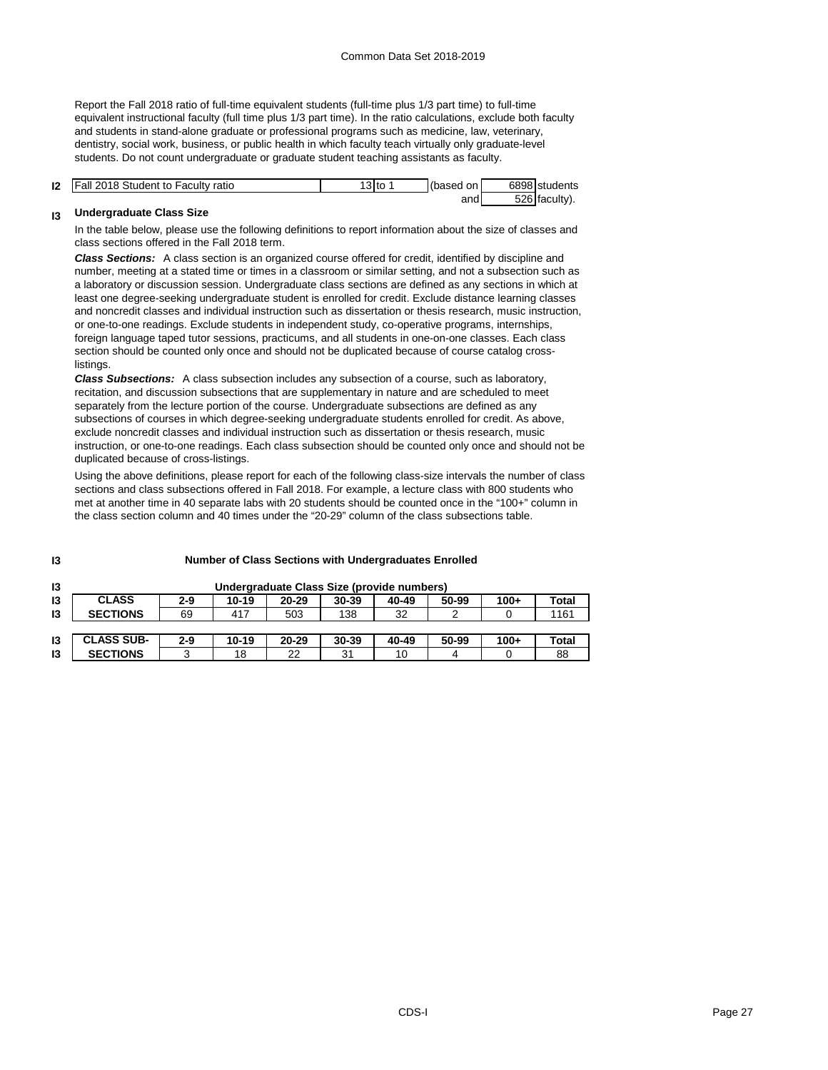Report the Fall 2018 ratio of full-time equivalent students (full-time plus 1/3 part time) to full-time equivalent instructional faculty (full time plus 1/3 part time). In the ratio calculations, exclude both faculty and students in stand-alone graduate or professional programs such as medicine, law, veterinary, dentistry, social work, business, or public health in which faculty teach virtually only graduate-level students. Do not count undergraduate or graduate student teaching assistants as faculty.

| I2 | Fall 2018 Student to Faculty ratio | 13 to 1 | (based on | 6898 students |
|---|---|---|---|---|
| | | | and | 526 faculty). |

## I3 Undergraduate Class Size

In the table below, please use the following definitions to report information about the size of classes and class sections offered in the Fall 2018 term.

***Class Sections:*** A class section is an organized course offered for credit, identified by discipline and number, meeting at a stated time or times in a classroom or similar setting, and not a subsection such as a laboratory or discussion session. Undergraduate class sections are defined as any sections in which at least one degree-seeking undergraduate student is enrolled for credit. Exclude distance learning classes and noncredit classes and individual instruction such as dissertation or thesis research, music instruction, or one-to-one readings. Exclude students in independent study, co-operative programs, internships, foreign language taped tutor sessions, practicums, and all students in one-on-one classes. Each class section should be counted only once and should not be duplicated because of course catalog cross-listings.

***Class Subsections:*** A class subsection includes any subsection of a course, such as laboratory, recitation, and discussion subsections that are supplementary in nature and are scheduled to meet separately from the lecture portion of the course. Undergraduate subsections are defined as any subsections of courses in which degree-seeking undergraduate students enrolled for credit. As above, exclude noncredit classes and individual instruction such as dissertation or thesis research, music instruction, or one-to-one readings. Each class subsection should be counted only once and should not be duplicated because of cross-listings.

Using the above definitions, please report for each of the following class-size intervals the number of class sections and class subsections offered in Fall 2018. For example, a lecture class with 800 students who met at another time in 40 separate labs with 20 students should be counted once in the "100+" column in the class section column and 40 times under the "20-29" column of the class subsections table.

**Number of Class Sections with Undergraduates Enrolled**

**Undergraduate Class Size (provide numbers)**

| CLASS SECTIONS | 2-9 | 10-19 | 20-29 | 30-39 | 40-49 | 50-99 | 100+ | Total |
|---|---|---|---|---|---|---|---|---|
| | 69 | 417 | 503 | 138 | 32 | 2 | 0 | 1161 |

| CLASS SUB-SECTIONS | 2-9 | 10-19 | 20-29 | 30-39 | 40-49 | 50-99 | 100+ | Total |
|---|---|---|---|---|---|---|---|---|
| | 3 | 18 | 22 | 31 | 10 | 4 | 0 | 88 |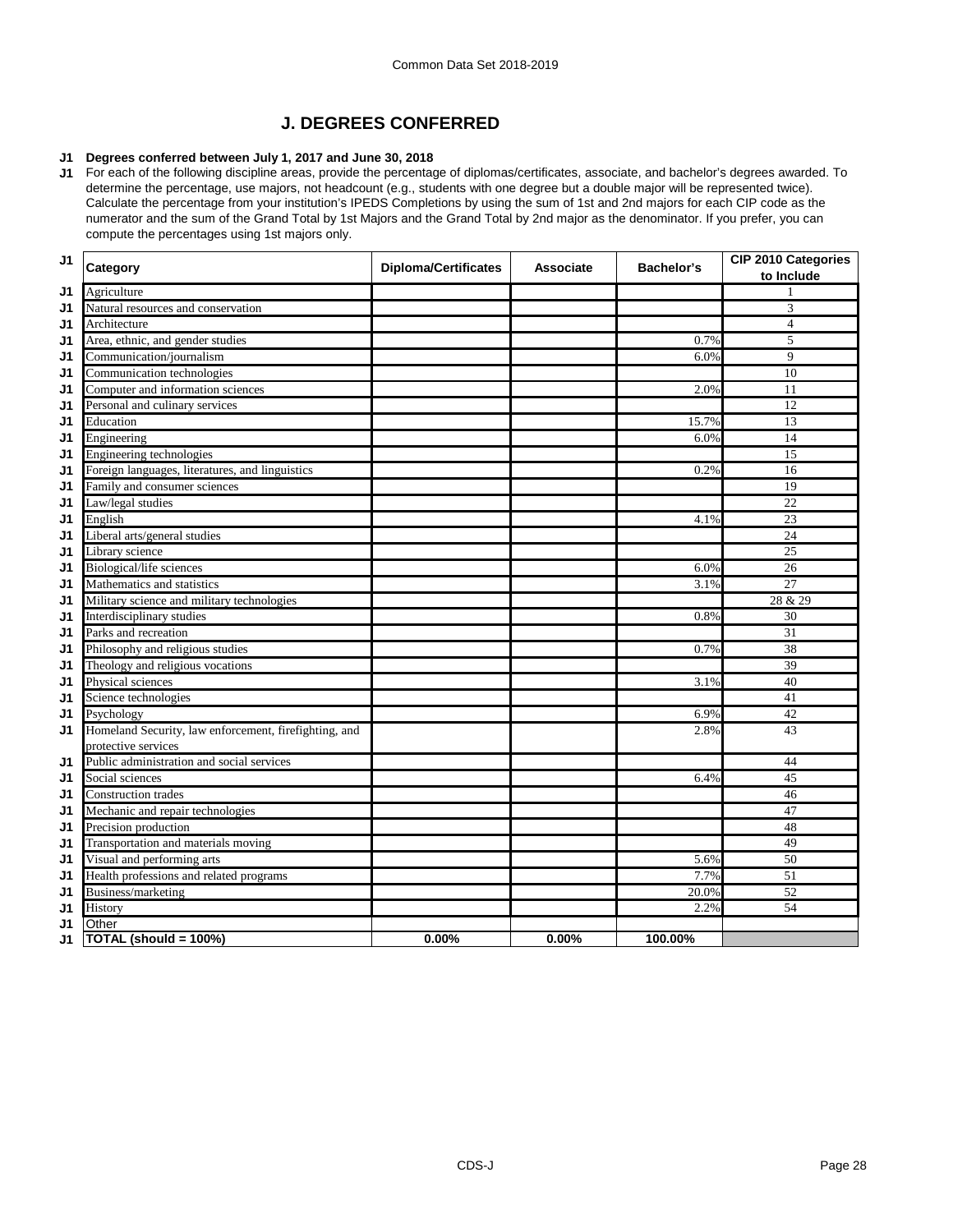# J. DEGREES CONFERRED

**J1 Degrees conferred between July 1, 2017 and June 30, 2018**

J1 For each of the following discipline areas, provide the percentage of diplomas/certificates, associate, and bachelor's degrees awarded. To determine the percentage, use majors, not headcount (e.g., students with one degree but a double major will be represented twice). Calculate the percentage from your institution's IPEDS Completions by using the sum of 1st and 2nd majors for each CIP code as the numerator and the sum of the Grand Total by 1st Majors and the Grand Total by 2nd major as the denominator. If you prefer, you can compute the percentages using 1st majors only.

| | Category | Diploma/Certificates | Associate | Bachelor's | CIP 2010 Categories to Include |
|---|---|---|---|---|---|
| J1 | Agriculture | | | | 1 |
| J1 | Natural resources and conservation | | | | 3 |
| J1 | Architecture | | | | 4 |
| J1 | Area, ethnic, and gender studies | | | 0.7% | 5 |
| J1 | Communication/journalism | | | 6.0% | 9 |
| J1 | Communication technologies | | | | 10 |
| J1 | Computer and information sciences | | | 2.0% | 11 |
| J1 | Personal and culinary services | | | | 12 |
| J1 | Education | | | 15.7% | 13 |
| J1 | Engineering | | | 6.0% | 14 |
| J1 | Engineering technologies | | | | 15 |
| J1 | Foreign languages, literatures, and linguistics | | | 0.2% | 16 |
| J1 | Family and consumer sciences | | | | 19 |
| J1 | Law/legal studies | | | | 22 |
| J1 | English | | | 4.1% | 23 |
| J1 | Liberal arts/general studies | | | | 24 |
| J1 | Library science | | | | 25 |
| J1 | Biological/life sciences | | | 6.0% | 26 |
| J1 | Mathematics and statistics | | | 3.1% | 27 |
| J1 | Military science and military technologies | | | | 28 & 29 |
| J1 | Interdisciplinary studies | | | 0.8% | 30 |
| J1 | Parks and recreation | | | | 31 |
| J1 | Philosophy and religious studies | | | 0.7% | 38 |
| J1 | Theology and religious vocations | | | | 39 |
| J1 | Physical sciences | | | 3.1% | 40 |
| J1 | Science technologies | | | | 41 |
| J1 | Psychology | | | 6.9% | 42 |
| J1 | Homeland Security, law enforcement, firefighting, and protective services | | | 2.8% | 43 |
| J1 | Public administration and social services | | | | 44 |
| J1 | Social sciences | | | 6.4% | 45 |
| J1 | Construction trades | | | | 46 |
| J1 | Mechanic and repair technologies | | | | 47 |
| J1 | Precision production | | | | 48 |
| J1 | Transportation and materials moving | | | | 49 |
| J1 | Visual and performing arts | | | 5.6% | 50 |
| J1 | Health professions and related programs | | | 7.7% | 51 |
| J1 | Business/marketing | | | 20.0% | 52 |
| J1 | History | | | 2.2% | 54 |
| J1 | Other | | | | |
| J1 | **TOTAL (should = 100%)** | **0.00%** | **0.00%** | **100.00%** | |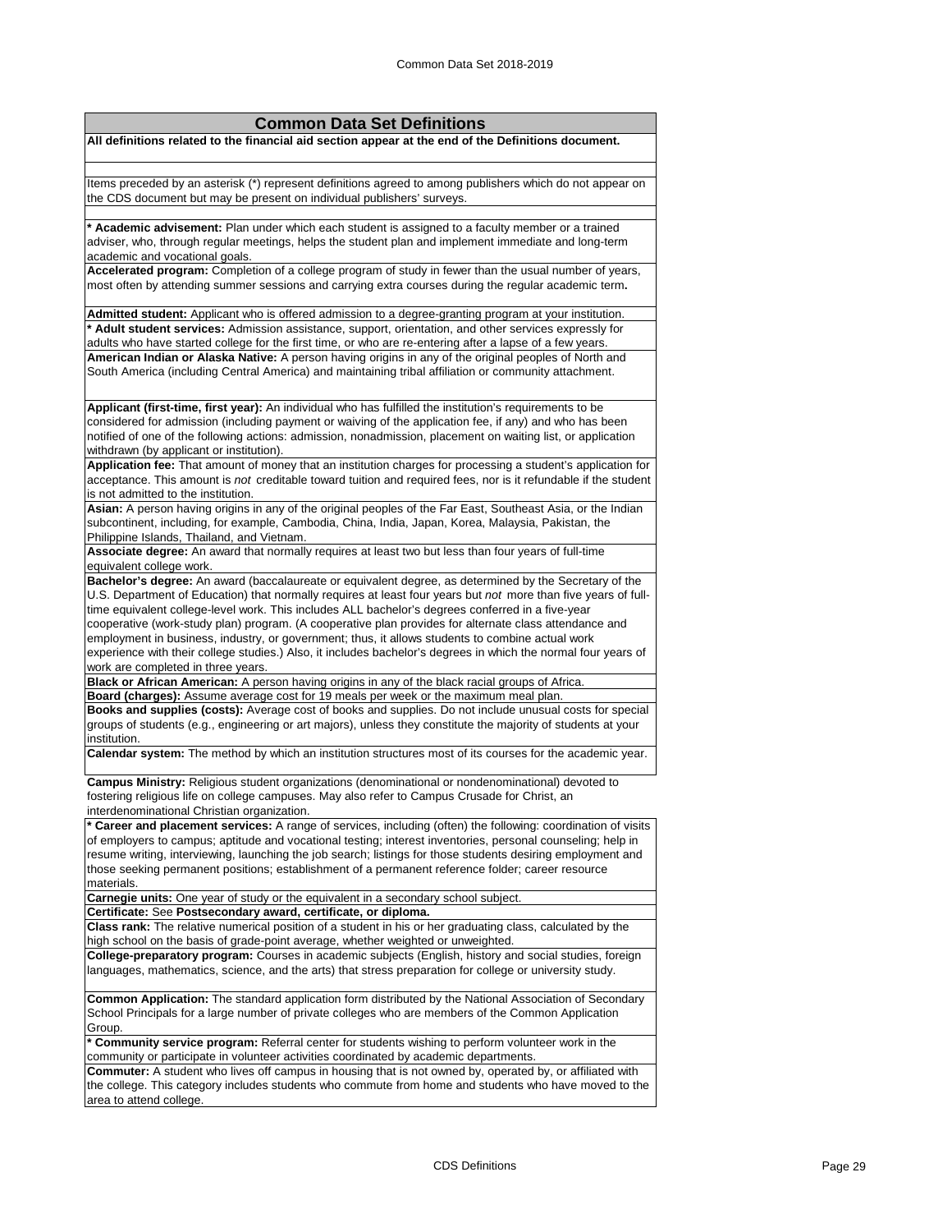## Common Data Set Definitions

**All definitions related to the financial aid section appear at the end of the Definitions document.**

Items preceded by an asterisk (*) represent definitions agreed to among publishers which do not appear on the CDS document but may be present on individual publishers' surveys.

**\* Academic advisement:** Plan under which each student is assigned to a faculty member or a trained adviser, who, through regular meetings, helps the student plan and implement immediate and long-term academic and vocational goals.

**Accelerated program:** Completion of a college program of study in fewer than the usual number of years, most often by attending summer sessions and carrying extra courses during the regular academic term**.**

**Admitted student:** Applicant who is offered admission to a degree-granting program at your institution.

**\* Adult student services:** Admission assistance, support, orientation, and other services expressly for adults who have started college for the first time, or who are re-entering after a lapse of a few years.

**American Indian or Alaska Native:** A person having origins in any of the original peoples of North and South America (including Central America) and maintaining tribal affiliation or community attachment.

**Applicant (first-time, first year):** An individual who has fulfilled the institution's requirements to be considered for admission (including payment or waiving of the application fee, if any) and who has been notified of one of the following actions: admission, nonadmission, placement on waiting list, or application withdrawn (by applicant or institution).

**Application fee:** That amount of money that an institution charges for processing a student's application for acceptance. This amount is *not* creditable toward tuition and required fees, nor is it refundable if the student is not admitted to the institution.

**Asian:** A person having origins in any of the original peoples of the Far East, Southeast Asia, or the Indian subcontinent, including, for example, Cambodia, China, India, Japan, Korea, Malaysia, Pakistan, the Philippine Islands, Thailand, and Vietnam.

**Associate degree:** An award that normally requires at least two but less than four years of full-time equivalent college work.

**Bachelor's degree:** An award (baccalaureate or equivalent degree, as determined by the Secretary of the U.S. Department of Education) that normally requires at least four years but *not* more than five years of full-time equivalent college-level work. This includes ALL bachelor's degrees conferred in a five-year cooperative (work-study plan) program. (A cooperative plan provides for alternate class attendance and employment in business, industry, or government; thus, it allows students to combine actual work experience with their college studies.) Also, it includes bachelor's degrees in which the normal four years of work are completed in three years.

**Black or African American:** A person having origins in any of the black racial groups of Africa.

**Board (charges):** Assume average cost for 19 meals per week or the maximum meal plan.

**Books and supplies (costs):** Average cost of books and supplies. Do not include unusual costs for special groups of students (e.g., engineering or art majors), unless they constitute the majority of students at your institution.

**Calendar system:** The method by which an institution structures most of its courses for the academic year.

**Campus Ministry:** Religious student organizations (denominational or nondenominational) devoted to fostering religious life on college campuses. May also refer to Campus Crusade for Christ, an interdenominational Christian organization.

**\* Career and placement services:** A range of services, including (often) the following: coordination of visits of employers to campus; aptitude and vocational testing; interest inventories, personal counseling; help in resume writing, interviewing, launching the job search; listings for those students desiring employment and those seeking permanent positions; establishment of a permanent reference folder; career resource materials.

**Carnegie units:** One year of study or the equivalent in a secondary school subject.

**Certificate:** See **Postsecondary award, certificate, or diploma.**

**Class rank:** The relative numerical position of a student in his or her graduating class, calculated by the high school on the basis of grade-point average, whether weighted or unweighted.

**College-preparatory program:** Courses in academic subjects (English, history and social studies, foreign languages, mathematics, science, and the arts) that stress preparation for college or university study.

**Common Application:** The standard application form distributed by the National Association of Secondary School Principals for a large number of private colleges who are members of the Common Application Group.

**\* Community service program:** Referral center for students wishing to perform volunteer work in the community or participate in volunteer activities coordinated by academic departments.

**Commuter:** A student who lives off campus in housing that is not owned by, operated by, or affiliated with the college. This category includes students who commute from home and students who have moved to the area to attend college.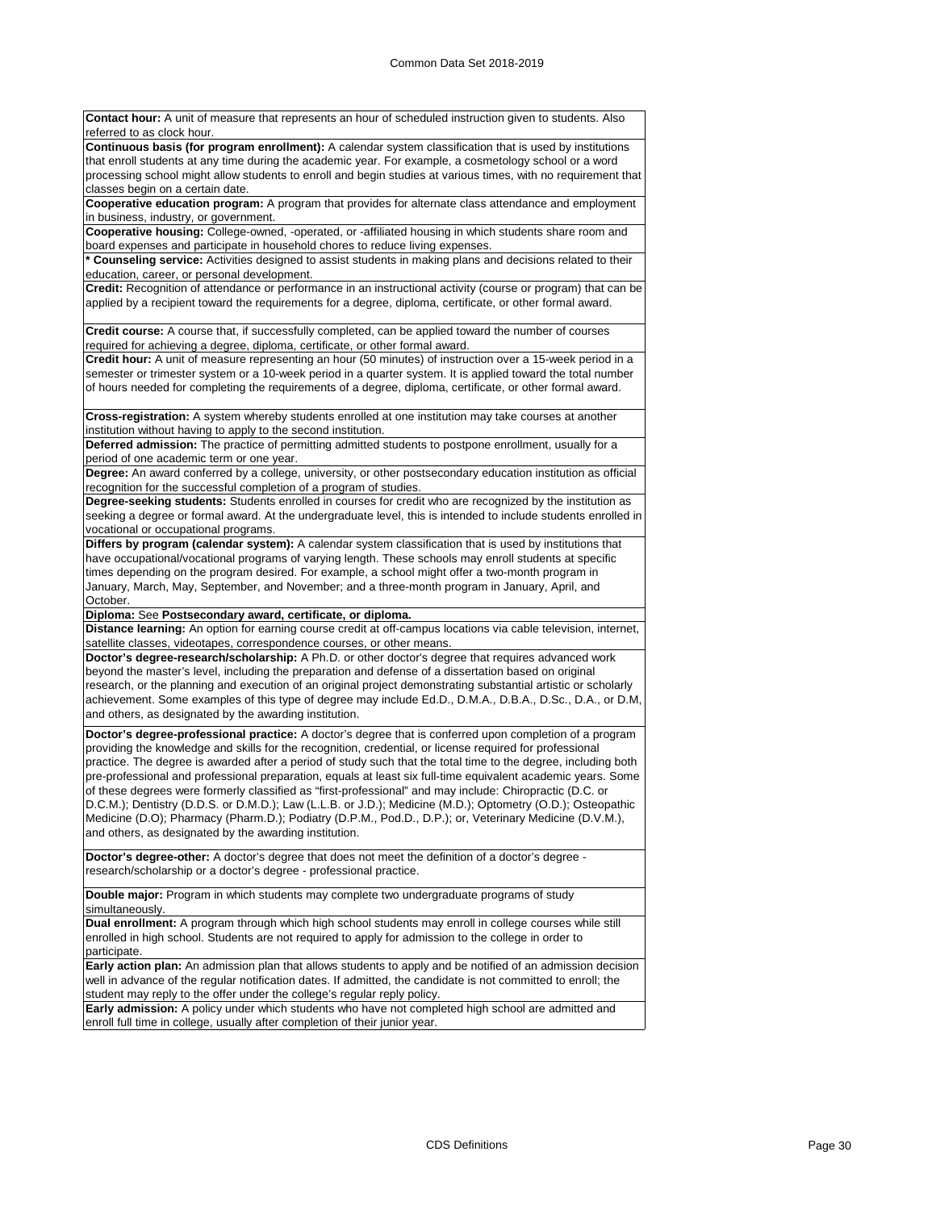**Contact hour:** A unit of measure that represents an hour of scheduled instruction given to students. Also referred to as clock hour.

**Continuous basis (for program enrollment):** A calendar system classification that is used by institutions that enroll students at any time during the academic year. For example, a cosmetology school or a word processing school might allow students to enroll and begin studies at various times, with no requirement that classes begin on a certain date.

**Cooperative education program:** A program that provides for alternate class attendance and employment in business, industry, or government.

**Cooperative housing:** College-owned, -operated, or -affiliated housing in which students share room and board expenses and participate in household chores to reduce living expenses.

**\* Counseling service:** Activities designed to assist students in making plans and decisions related to their education, career, or personal development.

**Credit:** Recognition of attendance or performance in an instructional activity (course or program) that can be applied by a recipient toward the requirements for a degree, diploma, certificate, or other formal award.

**Credit course:** A course that, if successfully completed, can be applied toward the number of courses required for achieving a degree, diploma, certificate, or other formal award.

**Credit hour:** A unit of measure representing an hour (50 minutes) of instruction over a 15-week period in a semester or trimester system or a 10-week period in a quarter system. It is applied toward the total number of hours needed for completing the requirements of a degree, diploma, certificate, or other formal award.

**Cross-registration:** A system whereby students enrolled at one institution may take courses at another institution without having to apply to the second institution.

**Deferred admission:** The practice of permitting admitted students to postpone enrollment, usually for a period of one academic term or one year.

**Degree:** An award conferred by a college, university, or other postsecondary education institution as official recognition for the successful completion of a program of studies.

**Degree-seeking students:** Students enrolled in courses for credit who are recognized by the institution as seeking a degree or formal award. At the undergraduate level, this is intended to include students enrolled in vocational or occupational programs.

**Differs by program (calendar system):** A calendar system classification that is used by institutions that have occupational/vocational programs of varying length. These schools may enroll students at specific times depending on the program desired. For example, a school might offer a two-month program in January, March, May, September, and November; and a three-month program in January, April, and October.

**Diploma:** See **Postsecondary award, certificate, or diploma.**

**Distance learning:** An option for earning course credit at off-campus locations via cable television, internet, satellite classes, videotapes, correspondence courses, or other means.

**Doctor's degree-research/scholarship:** A Ph.D. or other doctor's degree that requires advanced work beyond the master's level, including the preparation and defense of a dissertation based on original research, or the planning and execution of an original project demonstrating substantial artistic or scholarly achievement. Some examples of this type of degree may include Ed.D., D.M.A., D.B.A., D.Sc., D.A., or D.M, and others, as designated by the awarding institution.

**Doctor's degree-professional practice:** A doctor's degree that is conferred upon completion of a program providing the knowledge and skills for the recognition, credential, or license required for professional practice. The degree is awarded after a period of study such that the total time to the degree, including both pre-professional and professional preparation, equals at least six full-time equivalent academic years. Some of these degrees were formerly classified as "first-professional" and may include: Chiropractic (D.C. or D.C.M.); Dentistry (D.D.S. or D.M.D.); Law (L.L.B. or J.D.); Medicine (M.D.); Optometry (O.D.); Osteopathic Medicine (D.O); Pharmacy (Pharm.D.); Podiatry (D.P.M., Pod.D., D.P.); or, Veterinary Medicine (D.V.M.), and others, as designated by the awarding institution.

**Doctor's degree-other:** A doctor's degree that does not meet the definition of a doctor's degree - research/scholarship or a doctor's degree - professional practice.

**Double major:** Program in which students may complete two undergraduate programs of study simultaneously.

**Dual enrollment:** A program through which high school students may enroll in college courses while still enrolled in high school. Students are not required to apply for admission to the college in order to participate.

**Early action plan:** An admission plan that allows students to apply and be notified of an admission decision well in advance of the regular notification dates. If admitted, the candidate is not committed to enroll; the student may reply to the offer under the college's regular reply policy.

**Early admission:** A policy under which students who have not completed high school are admitted and enroll full time in college, usually after completion of their junior year.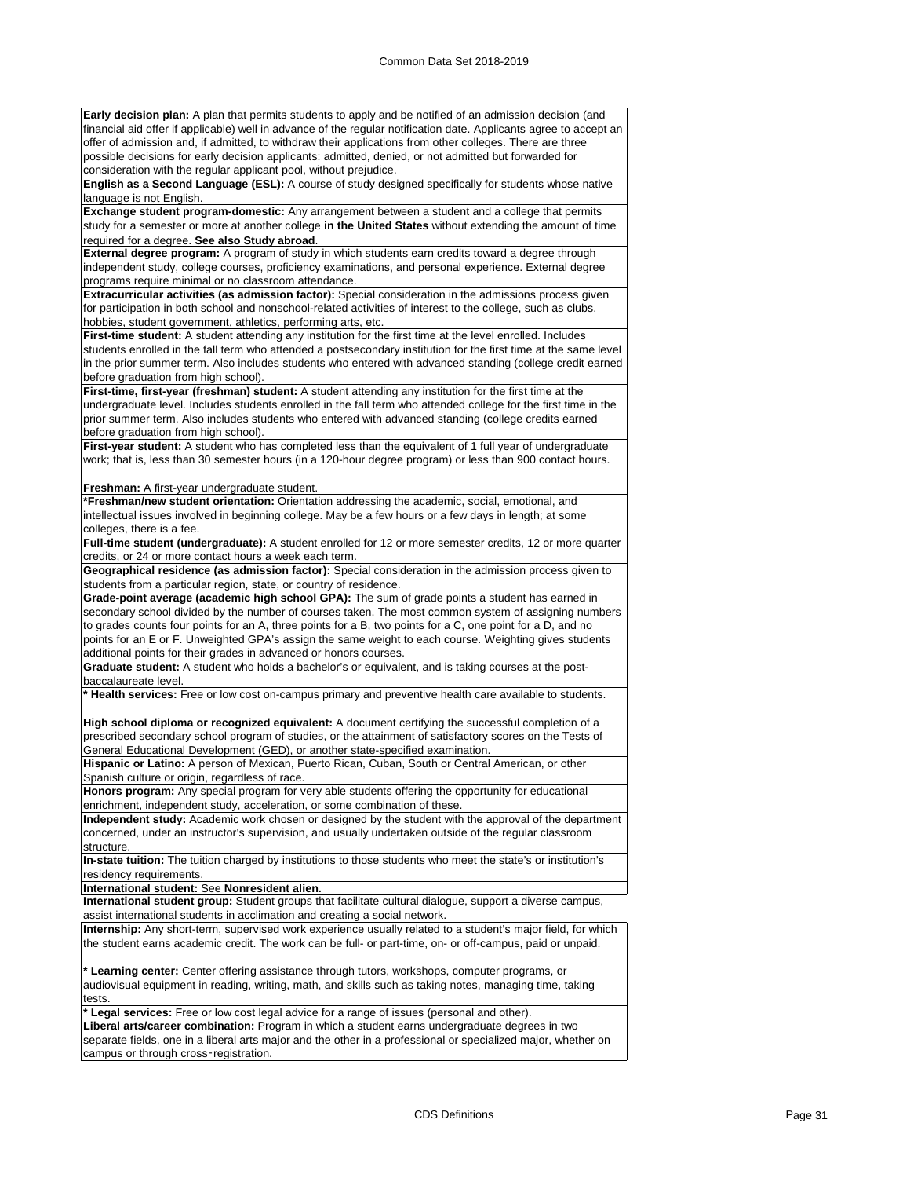**Early decision plan:** A plan that permits students to apply and be notified of an admission decision (and financial aid offer if applicable) well in advance of the regular notification date. Applicants agree to accept an offer of admission and, if admitted, to withdraw their applications from other colleges. There are three possible decisions for early decision applicants: admitted, denied, or not admitted but forwarded for consideration with the regular applicant pool, without prejudice.

**English as a Second Language (ESL):** A course of study designed specifically for students whose native language is not English.

**Exchange student program-domestic:** Any arrangement between a student and a college that permits study for a semester or more at another college **in the United States** without extending the amount of time required for a degree. **See also Study abroad**.

**External degree program:** A program of study in which students earn credits toward a degree through independent study, college courses, proficiency examinations, and personal experience. External degree programs require minimal or no classroom attendance.

**Extracurricular activities (as admission factor):** Special consideration in the admissions process given for participation in both school and nonschool-related activities of interest to the college, such as clubs, hobbies, student government, athletics, performing arts, etc.

**First-time student:** A student attending any institution for the first time at the level enrolled. Includes students enrolled in the fall term who attended a postsecondary institution for the first time at the same level in the prior summer term. Also includes students who entered with advanced standing (college credit earned before graduation from high school).

**First-time, first-year (freshman) student:** A student attending any institution for the first time at the undergraduate level. Includes students enrolled in the fall term who attended college for the first time in the prior summer term. Also includes students who entered with advanced standing (college credits earned before graduation from high school).

**First-year student:** A student who has completed less than the equivalent of 1 full year of undergraduate work; that is, less than 30 semester hours (in a 120-hour degree program) or less than 900 contact hours.

**Freshman:** A first-year undergraduate student.

**\*Freshman/new student orientation:** Orientation addressing the academic, social, emotional, and intellectual issues involved in beginning college. May be a few hours or a few days in length; at some colleges, there is a fee.

**Full-time student (undergraduate):** A student enrolled for 12 or more semester credits, 12 or more quarter credits, or 24 or more contact hours a week each term.

**Geographical residence (as admission factor):** Special consideration in the admission process given to students from a particular region, state, or country of residence.

**Grade-point average (academic high school GPA):** The sum of grade points a student has earned in secondary school divided by the number of courses taken. The most common system of assigning numbers to grades counts four points for an A, three points for a B, two points for a C, one point for a D, and no points for an E or F. Unweighted GPA's assign the same weight to each course. Weighting gives students additional points for their grades in advanced or honors courses.

**Graduate student:** A student who holds a bachelor's or equivalent, and is taking courses at the post-baccalaureate level.

**\* Health services:** Free or low cost on-campus primary and preventive health care available to students.

**High school diploma or recognized equivalent:** A document certifying the successful completion of a prescribed secondary school program of studies, or the attainment of satisfactory scores on the Tests of General Educational Development (GED), or another state-specified examination.

**Hispanic or Latino:** A person of Mexican, Puerto Rican, Cuban, South or Central American, or other Spanish culture or origin, regardless of race.

**Honors program:** Any special program for very able students offering the opportunity for educational enrichment, independent study, acceleration, or some combination of these.

**Independent study:** Academic work chosen or designed by the student with the approval of the department concerned, under an instructor's supervision, and usually undertaken outside of the regular classroom structure.

**In-state tuition:** The tuition charged by institutions to those students who meet the state's or institution's residency requirements.

**International student:** See **Nonresident alien.**

**International student group:** Student groups that facilitate cultural dialogue, support a diverse campus, assist international students in acclimation and creating a social network.

**Internship:** Any short-term, supervised work experience usually related to a student's major field, for which the student earns academic credit. The work can be full- or part-time, on- or off-campus, paid or unpaid.

**\* Learning center:** Center offering assistance through tutors, workshops, computer programs, or audiovisual equipment in reading, writing, math, and skills such as taking notes, managing time, taking tests.

**\* Legal services:** Free or low cost legal advice for a range of issues (personal and other).

**Liberal arts/career combination:** Program in which a student earns undergraduate degrees in two separate fields, one in a liberal arts major and the other in a professional or specialized major, whether on campus or through cross-registration.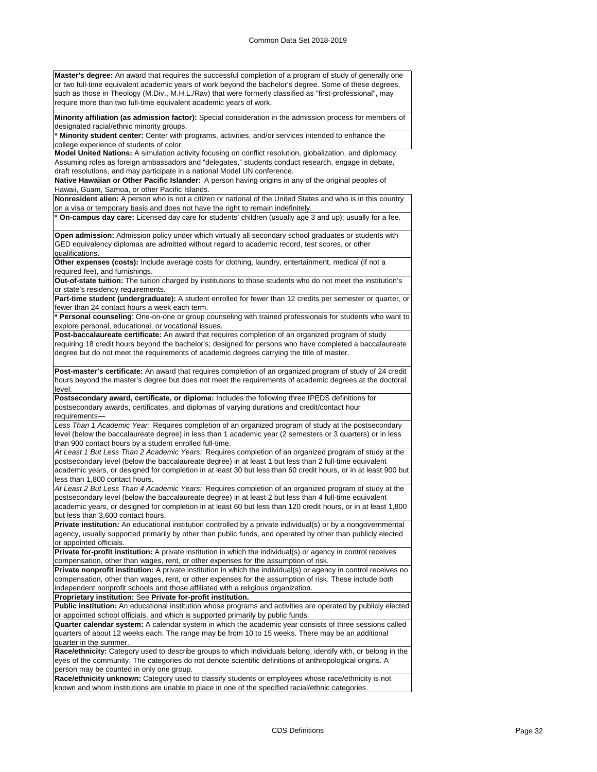**Master's degree:** An award that requires the successful completion of a program of study of generally one or two full-time equivalent academic years of work beyond the bachelor's degree. Some of these degrees, such as those in Theology (M.Div., M.H.L./Rav) that were formerly classified as "first-professional", may require more than two full-time equivalent academic years of work.

**Minority affiliation (as admission factor):** Special consideration in the admission process for members of designated racial/ethnic minority groups.

**\* Minority student center:** Center with programs, activities, and/or services intended to enhance the college experience of students of color.

**Model United Nations:** A simulation activity focusing on conflict resolution, globalization, and diplomacy. Assuming roles as foreign ambassadors and "delegates," students conduct research, engage in debate, draft resolutions, and may participate in a national Model UN conference.

**Native Hawaiian or Other Pacific Islander:** A person having origins in any of the original peoples of Hawaii, Guam, Samoa, or other Pacific Islands.

**Nonresident alien:** A person who is not a citizen or national of the United States and who is in this country on a visa or temporary basis and does not have the right to remain indefinitely.

**\* On-campus day care:** Licensed day care for students' children (usually age 3 and up); usually for a fee.

**Open admission:** Admission policy under which virtually all secondary school graduates or students with GED equivalency diplomas are admitted without regard to academic record, test scores, or other qualifications.

**Other expenses (costs):** Include average costs for clothing, laundry, entertainment, medical (if not a required fee), and furnishings.

**Out-of-state tuition:** The tuition charged by institutions to those students who do not meet the institution's or state's residency requirements.

**Part-time student (undergraduate):** A student enrolled for fewer than 12 credits per semester or quarter, or fewer than 24 contact hours a week each term.

**\* Personal counseling**: One-on-one or group counseling with trained professionals for students who want to explore personal, educational, or vocational issues.

**Post-baccalaureate certificate:** An award that requires completion of an organized program of study requiring 18 credit hours beyond the bachelor's; designed for persons who have completed a baccalaureate degree but do not meet the requirements of academic degrees carrying the title of master.

**Post-master's certificate:** An award that requires completion of an organized program of study of 24 credit hours beyond the master's degree but does not meet the requirements of academic degrees at the doctoral level.

**Postsecondary award, certificate, or diploma:** Includes the following three IPEDS definitions for postsecondary awards, certificates, and diplomas of varying durations and credit/contact hour requirements—

*Less Than 1 Academic Year:* Requires completion of an organized program of study at the postsecondary level (below the baccalaureate degree) in less than 1 academic year (2 semesters or 3 quarters) or in less than 900 contact hours by a student enrolled full-time.

*At Least 1 But Less Than 2 Academic Years:* Requires completion of an organized program of study at the postsecondary level (below the baccalaureate degree) in at least 1 but less than 2 full-time equivalent academic years, or designed for completion in at least 30 but less than 60 credit hours, or in at least 900 but less than 1,800 contact hours.

*At Least 2 But Less Than 4 Academic Years:* Requires completion of an organized program of study at the postsecondary level (below the baccalaureate degree) in at least 2 but less than 4 full-time equivalent academic years, or designed for completion in at least 60 but less than 120 credit hours, or in at least 1,800 but less than 3,600 contact hours.

**Private institution:** An educational institution controlled by a private individual(s) or by a nongovernmental agency, usually supported primarily by other than public funds, and operated by other than publicly elected or appointed officials.

**Private for-profit institution:** A private institution in which the individual(s) or agency in control receives compensation, other than wages, rent, or other expenses for the assumption of risk.

**Private nonprofit institution:** A private institution in which the individual(s) or agency in control receives no compensation, other than wages, rent, or other expenses for the assumption of risk. These include both independent nonprofit schools and those affiliated with a religious organization.

**Proprietary institution:** See **Private for-profit institution.**

**Public institution:** An educational institution whose programs and activities are operated by publicly elected or appointed school officials, and which is supported primarily by public funds.

**Quarter calendar system:** A calendar system in which the academic year consists of three sessions called quarters of about 12 weeks each. The range may be from 10 to 15 weeks. There may be an additional quarter in the summer.

**Race/ethnicity:** Category used to describe groups to which individuals belong, identify with, or belong in the eyes of the community. The categories do not denote scientific definitions of anthropological origins. A person may be counted in only one group.

**Race/ethnicity unknown:** Category used to classify students or employees whose race/ethnicity is not known and whom institutions are unable to place in one of the specified racial/ethnic categories.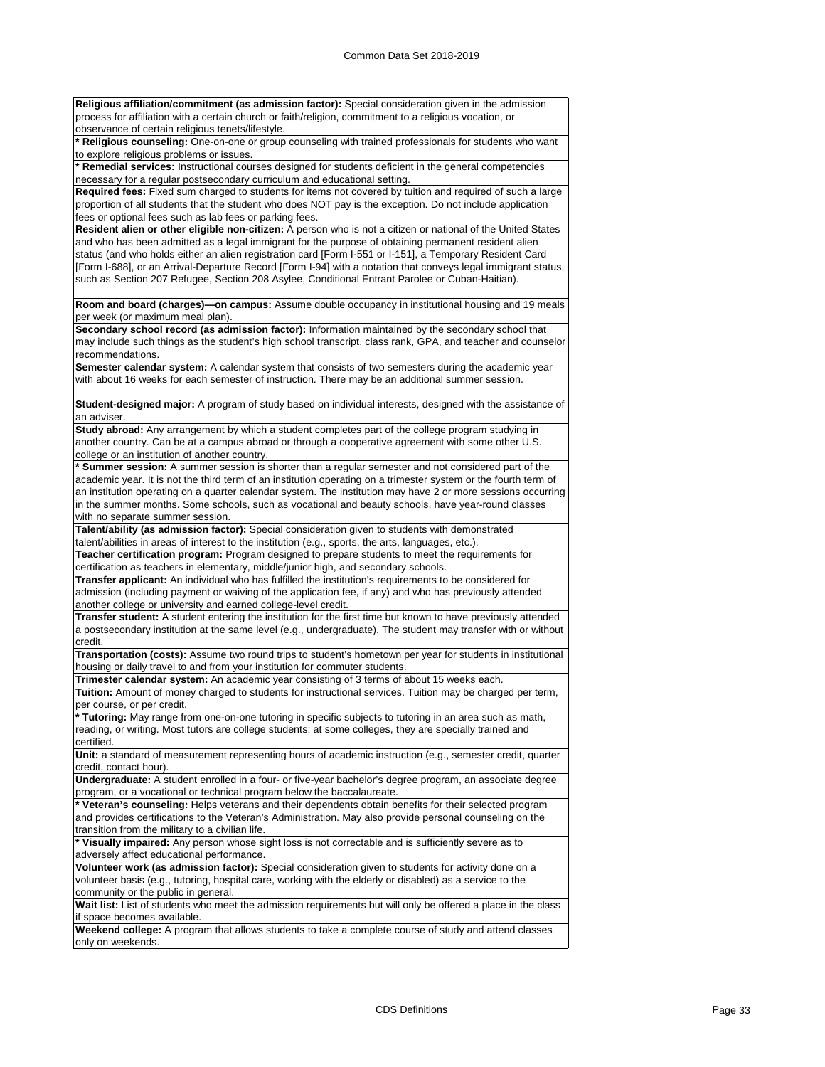**Religious affiliation/commitment (as admission factor):** Special consideration given in the admission process for affiliation with a certain church or faith/religion, commitment to a religious vocation, or observance of certain religious tenets/lifestyle.

*** Religious counseling:** One-on-one or group counseling with trained professionals for students who want to explore religious problems or issues.

*** Remedial services:** Instructional courses designed for students deficient in the general competencies necessary for a regular postsecondary curriculum and educational setting.

**Required fees:** Fixed sum charged to students for items not covered by tuition and required of such a large proportion of all students that the student who does NOT pay is the exception. Do not include application fees or optional fees such as lab fees or parking fees.

**Resident alien or other eligible non-citizen:** A person who is not a citizen or national of the United States and who has been admitted as a legal immigrant for the purpose of obtaining permanent resident alien status (and who holds either an alien registration card [Form I-551 or I-151], a Temporary Resident Card [Form I-688], or an Arrival-Departure Record [Form I-94] with a notation that conveys legal immigrant status, such as Section 207 Refugee, Section 208 Asylee, Conditional Entrant Parolee or Cuban-Haitian).

**Room and board (charges)—on campus:** Assume double occupancy in institutional housing and 19 meals per week (or maximum meal plan).

**Secondary school record (as admission factor):** Information maintained by the secondary school that may include such things as the student's high school transcript, class rank, GPA, and teacher and counselor recommendations.

**Semester calendar system:** A calendar system that consists of two semesters during the academic year with about 16 weeks for each semester of instruction. There may be an additional summer session.

**Student-designed major:** A program of study based on individual interests, designed with the assistance of an adviser.

**Study abroad:** Any arrangement by which a student completes part of the college program studying in another country. Can be at a campus abroad or through a cooperative agreement with some other U.S. college or an institution of another country.

*** Summer session:** A summer session is shorter than a regular semester and not considered part of the academic year. It is not the third term of an institution operating on a trimester system or the fourth term of an institution operating on a quarter calendar system. The institution may have 2 or more sessions occurring in the summer months. Some schools, such as vocational and beauty schools, have year-round classes with no separate summer session.

**Talent/ability (as admission factor):** Special consideration given to students with demonstrated talent/abilities in areas of interest to the institution (e.g., sports, the arts, languages, etc.).

**Teacher certification program:** Program designed to prepare students to meet the requirements for certification as teachers in elementary, middle/junior high, and secondary schools.

**Transfer applicant:** An individual who has fulfilled the institution's requirements to be considered for admission (including payment or waiving of the application fee, if any) and who has previously attended another college or university and earned college-level credit.

**Transfer student:** A student entering the institution for the first time but known to have previously attended a postsecondary institution at the same level (e.g., undergraduate). The student may transfer with or without credit.

**Transportation (costs):** Assume two round trips to student's hometown per year for students in institutional housing or daily travel to and from your institution for commuter students.

**Trimester calendar system:** An academic year consisting of 3 terms of about 15 weeks each.

**Tuition:** Amount of money charged to students for instructional services. Tuition may be charged per term, per course, or per credit.

*** Tutoring:** May range from one-on-one tutoring in specific subjects to tutoring in an area such as math, reading, or writing. Most tutors are college students; at some colleges, they are specially trained and certified.

**Unit:** a standard of measurement representing hours of academic instruction (e.g., semester credit, quarter credit, contact hour).

**Undergraduate:** A student enrolled in a four- or five-year bachelor's degree program, an associate degree program, or a vocational or technical program below the baccalaureate.

*** Veteran's counseling:** Helps veterans and their dependents obtain benefits for their selected program and provides certifications to the Veteran's Administration. May also provide personal counseling on the transition from the military to a civilian life.

*** Visually impaired:** Any person whose sight loss is not correctable and is sufficiently severe as to adversely affect educational performance.

**Volunteer work (as admission factor):** Special consideration given to students for activity done on a volunteer basis (e.g., tutoring, hospital care, working with the elderly or disabled) as a service to the community or the public in general.

**Wait list:** List of students who meet the admission requirements but will only be offered a place in the class if space becomes available.

**Weekend college:** A program that allows students to take a complete course of study and attend classes only on weekends.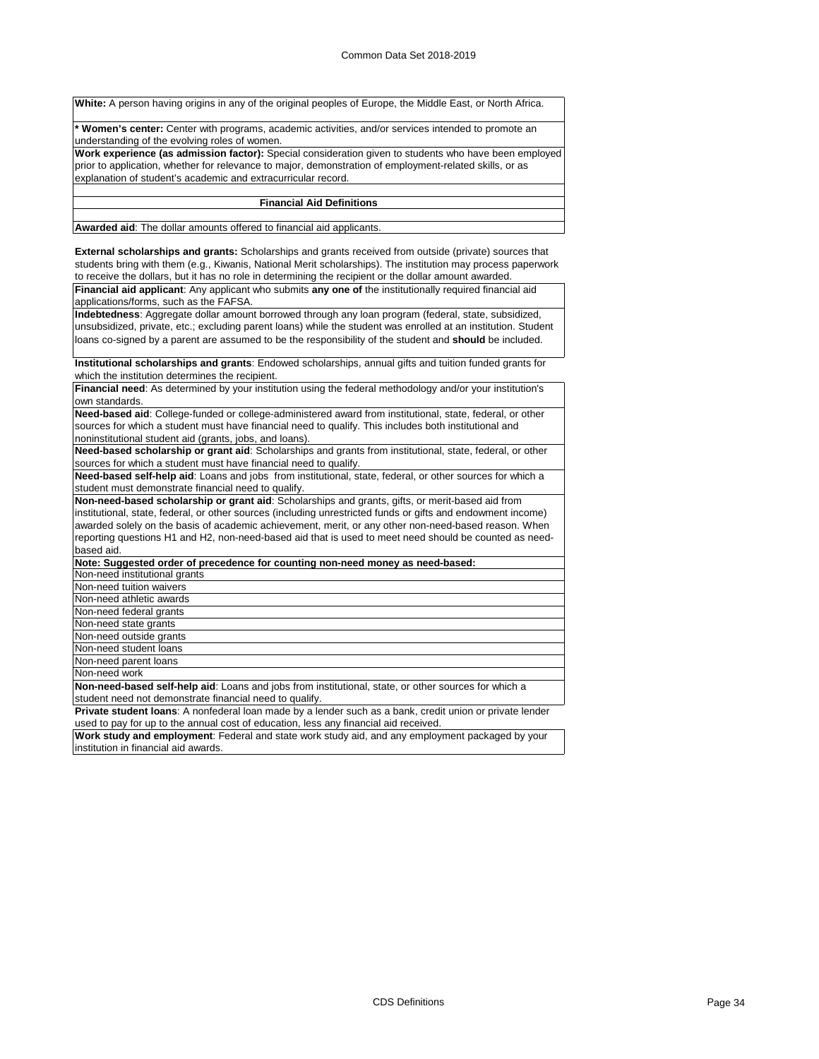**White:** A person having origins in any of the original peoples of Europe, the Middle East, or North Africa.

**\* Women's center:** Center with programs, academic activities, and/or services intended to promote an understanding of the evolving roles of women.

**Work experience (as admission factor):** Special consideration given to students who have been employed prior to application, whether for relevance to major, demonstration of employment-related skills, or as explanation of student's academic and extracurricular record.

## Financial Aid Definitions

**Awarded aid**: The dollar amounts offered to financial aid applicants.

**External scholarships and grants:** Scholarships and grants received from outside (private) sources that students bring with them (e.g., Kiwanis, National Merit scholarships). The institution may process paperwork to receive the dollars, but it has no role in determining the recipient or the dollar amount awarded.

**Financial aid applicant**: Any applicant who submits **any one of** the institutionally required financial aid applications/forms, such as the FAFSA.

**Indebtedness**: Aggregate dollar amount borrowed through any loan program (federal, state, subsidized, unsubsidized, private, etc.; excluding parent loans) while the student was enrolled at an institution. Student loans co-signed by a parent are assumed to be the responsibility of the student and **should** be included.

**Institutional scholarships and grants**: Endowed scholarships, annual gifts and tuition funded grants for which the institution determines the recipient.

**Financial need**: As determined by your institution using the federal methodology and/or your institution's own standards.

**Need-based aid**: College-funded or college-administered award from institutional, state, federal, or other sources for which a student must have financial need to qualify. This includes both institutional and noninstitutional student aid (grants, jobs, and loans).

**Need-based scholarship or grant aid**: Scholarships and grants from institutional, state, federal, or other sources for which a student must have financial need to qualify.

**Need-based self-help aid**: Loans and jobs from institutional, state, federal, or other sources for which a student must demonstrate financial need to qualify.

**Non-need-based scholarship or grant aid**: Scholarships and grants, gifts, or merit-based aid from institutional, state, federal, or other sources (including unrestricted funds or gifts and endowment income) awarded solely on the basis of academic achievement, merit, or any other non-need-based reason. When reporting questions H1 and H2, non-need-based aid that is used to meet need should be counted as need-based aid.

**Note: Suggested order of precedence for counting non-need money as need-based:**

- Non-need institutional grants
- Non-need tuition waivers
- Non-need athletic awards
- Non-need federal grants
- Non-need state grants
- Non-need outside grants
- Non-need student loans
- Non-need parent loans
- Non-need work

**Non-need-based self-help aid**: Loans and jobs from institutional, state, or other sources for which a student need not demonstrate financial need to qualify.

**Private student loans**: A nonfederal loan made by a lender such as a bank, credit union or private lender used to pay for up to the annual cost of education, less any financial aid received.

**Work study and employment**: Federal and state work study aid, and any employment packaged by your institution in financial aid awards.